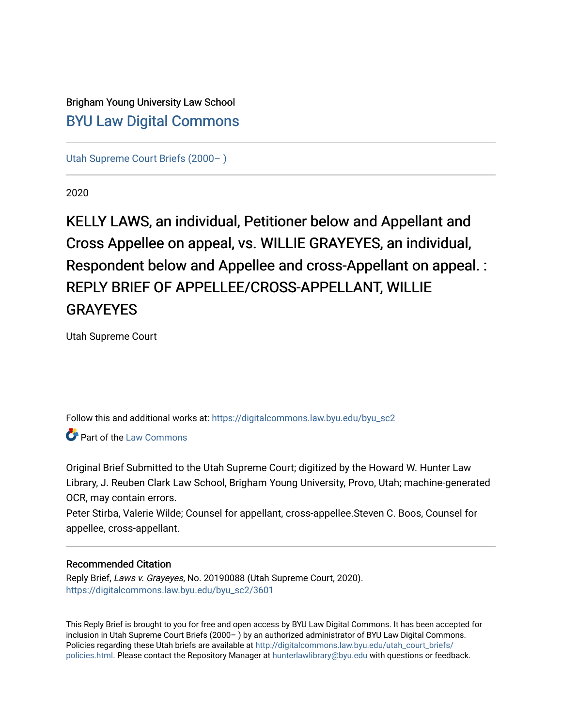Brigham Young University Law School

## BYU Law Digital Commons

Utah Supreme Court Briefs (2000– )

2020

# KELLY LAWS, an individual, Petitioner below and Appellant and Cross Appellee on appeal, vs. WILLIE GRAYEYES, an individual, Respondent below and Appellee and cross-Appellant on appeal. : REPLY BRIEF OF APPELLEE/CROSS-APPELLANT, WILLIE GRAYEYES

Utah Supreme Court

Follow this and additional works at: https://digitalcommons.law.byu.edu/byu_sc2

Part of the Law Commons

Original Brief Submitted to the Utah Supreme Court; digitized by the Howard W. Hunter Law Library, J. Reuben Clark Law School, Brigham Young University, Provo, Utah; machine-generated OCR, may contain errors.

Peter Stirba, Valerie Wilde; Counsel for appellant, cross-appellee.Steven C. Boos, Counsel for appellee, cross-appellant.

### Recommended Citation

Reply Brief, *Laws v. Grayeyes*, No. 20190088 (Utah Supreme Court, 2020).
https://digitalcommons.law.byu.edu/byu_sc2/3601

This Reply Brief is brought to you for free and open access by BYU Law Digital Commons. It has been accepted for inclusion in Utah Supreme Court Briefs (2000– ) by an authorized administrator of BYU Law Digital Commons. Policies regarding these Utah briefs are available at http://digitalcommons.law.byu.edu/utah_court_briefs/policies.html. Please contact the Repository Manager at hunterlawlibrary@byu.edu with questions or feedback.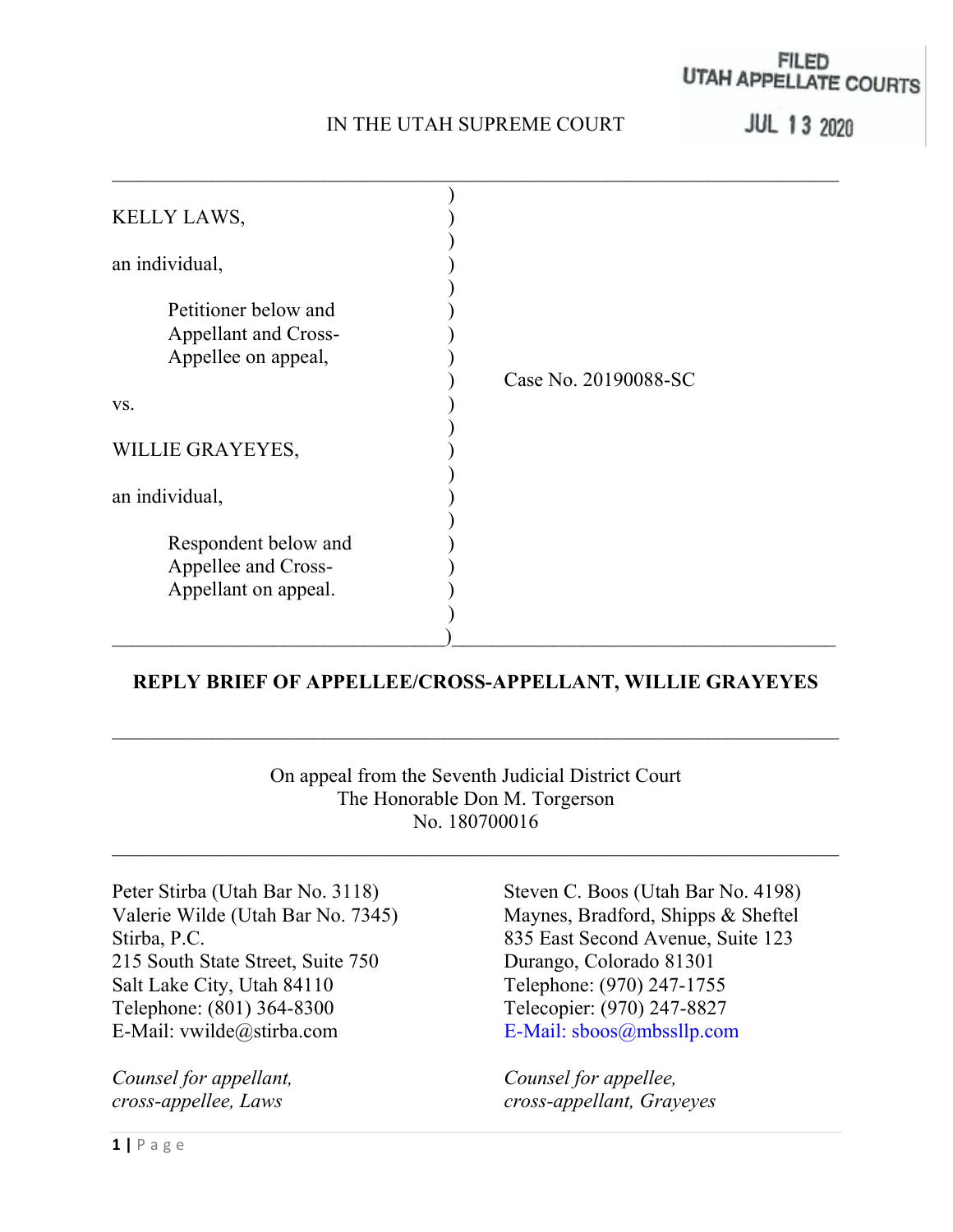FILED
UTAH APPELLATE COURTS
JUL 13 2020

IN THE UTAH SUPREME COURT

| | | |
|---|---|---|
| KELLY LAWS, an individual, Petitioner below and Appellant and Cross-Appellee on appeal, | ) | Case No. 20190088-SC |
| vs. | ) | |
| WILLIE GRAYEYES, an individual, Respondent below and Appellee and Cross-Appellant on appeal. | ) | |

**REPLY BRIEF OF APPELLEE/CROSS-APPELLANT, WILLIE GRAYEYES**

On appeal from the Seventh Judicial District Court
The Honorable Don M. Torgerson
No. 180700016

Peter Stirba (Utah Bar No. 3118)
Valerie Wilde (Utah Bar No. 7345)
Stirba, P.C.
215 South State Street, Suite 750
Salt Lake City, Utah 84110
Telephone: (801) 364-8300
E-Mail: vwilde@stirba.com

*Counsel for appellant, cross-appellee, Laws*

Steven C. Boos (Utah Bar No. 4198)
Maynes, Bradford, Shipps & Sheftel
835 East Second Avenue, Suite 123
Durango, Colorado 81301
Telephone: (970) 247-1755
Telecopier: (970) 247-8827
E-Mail: sboos@mbssllp.com

*Counsel for appellee, cross-appellant, Grayeyes*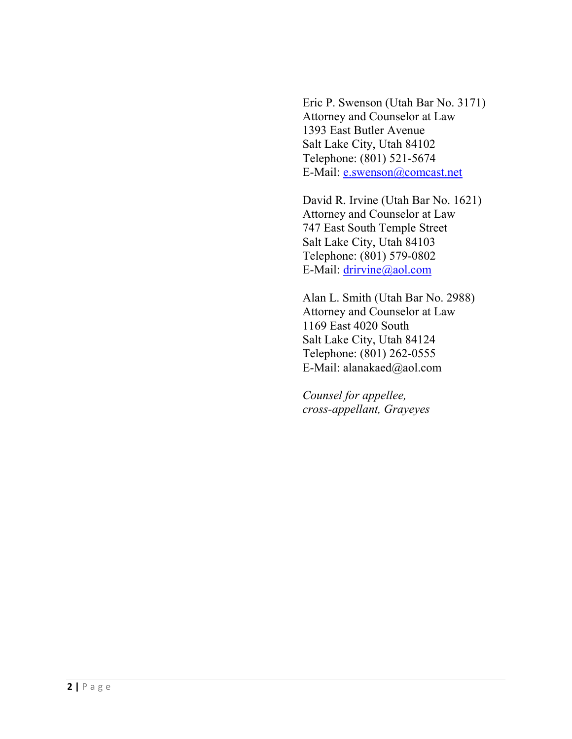Eric P. Swenson (Utah Bar No. 3171)
Attorney and Counselor at Law
1393 East Butler Avenue
Salt Lake City, Utah 84102
Telephone: (801) 521-5674
E-Mail: e.swenson@comcast.net

David R. Irvine (Utah Bar No. 1621)
Attorney and Counselor at Law
747 East South Temple Street
Salt Lake City, Utah 84103
Telephone: (801) 579-0802
E-Mail: drirvine@aol.com

Alan L. Smith (Utah Bar No. 2988)
Attorney and Counselor at Law
1169 East 4020 South
Salt Lake City, Utah 84124
Telephone: (801) 262-0555
E-Mail: alanakaed@aol.com

*Counsel for appellee, cross-appellant, Grayeyes*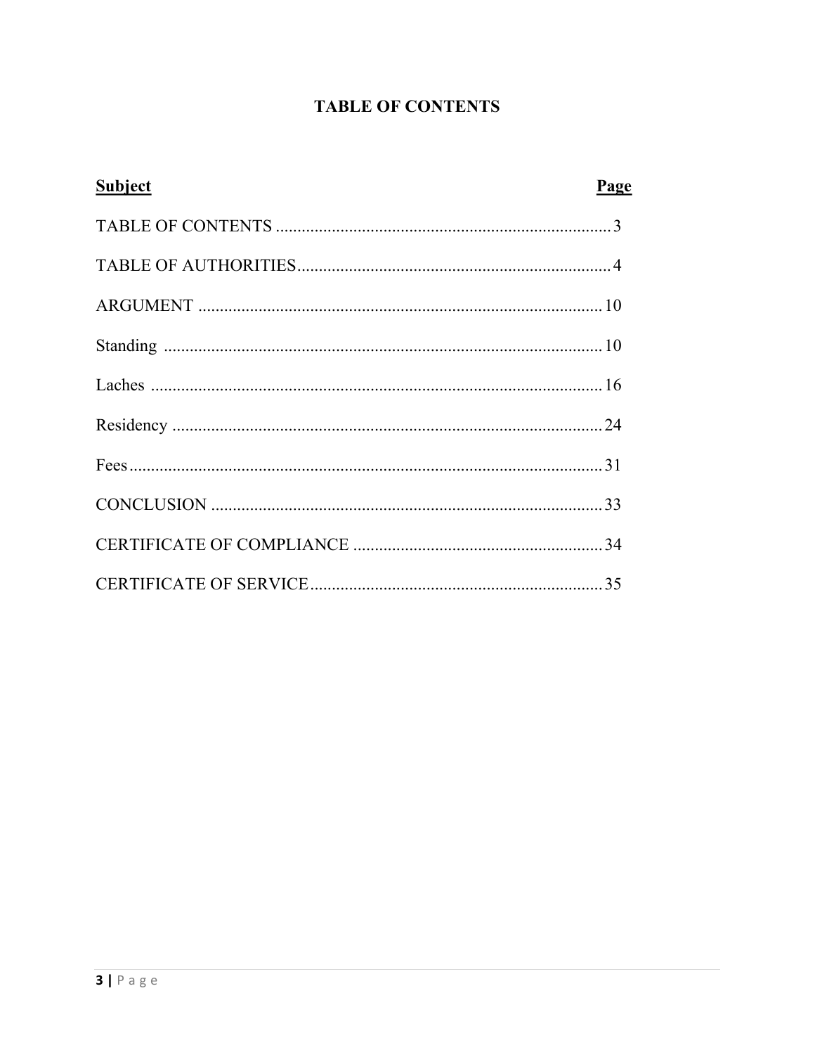# TABLE OF CONTENTS

| Subject | Page |
| --- | --- |
| TABLE OF CONTENTS | 3 |
| TABLE OF AUTHORITIES | 4 |
| ARGUMENT | 10 |
| Standing | 10 |
| Laches | 16 |
| Residency | 24 |
| Fees | 31 |
| CONCLUSION | 33 |
| CERTIFICATE OF COMPLIANCE | 34 |
| CERTIFICATE OF SERVICE | 35 |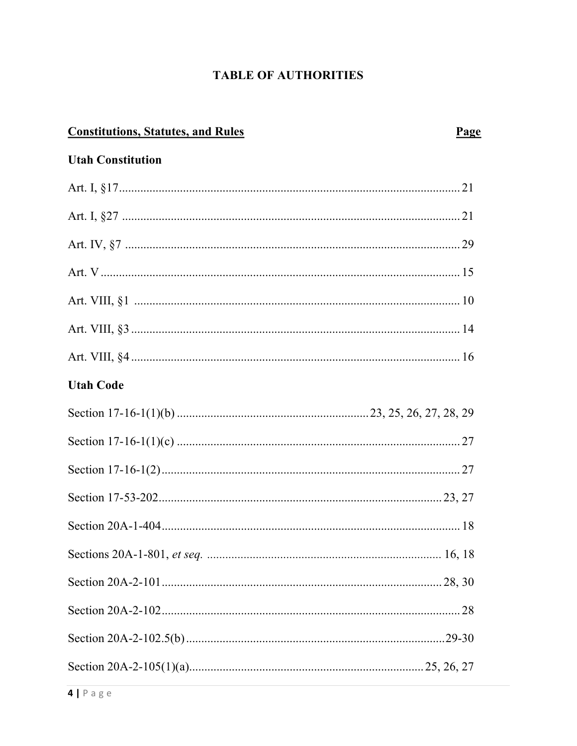# TABLE OF AUTHORITIES

| **Constitutions, Statutes, and Rules** | **Page** |
|---|---|
| **Utah Constitution** | |
| Art. I, §17 | 21 |
| Art. I, §27 | 21 |
| Art. IV, §7 | 29 |
| Art. V | 15 |
| Art. VIII, §1 | 10 |
| Art. VIII, §3 | 14 |
| Art. VIII, §4 | 16 |
| **Utah Code** | |
| Section 17-16-1(1)(b) | 23, 25, 26, 27, 28, 29 |
| Section 17-16-1(1)(c) | 27 |
| Section 17-16-1(2) | 27 |
| Section 17-53-202 | 23, 27 |
| Section 20A-1-404 | 18 |
| Sections 20A-1-801, *et seq.* | 16, 18 |
| Section 20A-2-101 | 28, 30 |
| Section 20A-2-102 | 28 |
| Section 20A-2-102.5(b) | 29-30 |
| Section 20A-2-105(1)(a) | 25, 26, 27 |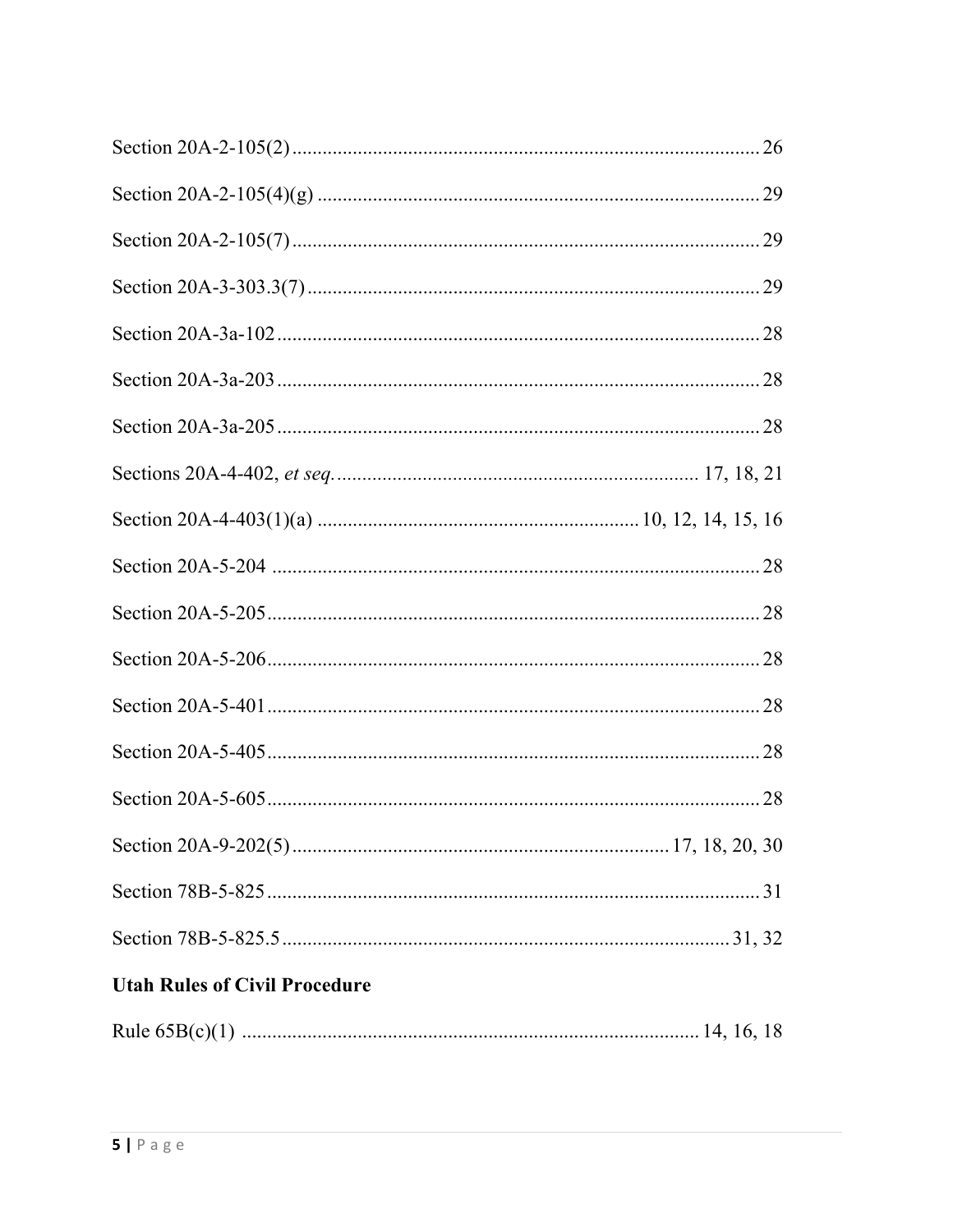Section 20A-2-105(2) ........................................................................................... 26

Section 20A-2-105(4)(g) ...................................................................................... 29

Section 20A-2-105(7) ........................................................................................... 29

Section 20A-3-303.3(7) ........................................................................................ 29

Section 20A-3a-102 .............................................................................................. 28

Section 20A-3a-203 .............................................................................................. 28

Section 20A-3a-205 .............................................................................................. 28

Sections 20A-4-402, *et seq.* ....................................................................... 17, 18, 21

Section 20A-4-403(1)(a) ............................................................... 10, 12, 14, 15, 16

Section 20A-5-204 ................................................................................................ 28

Section 20A-5-205 ................................................................................................ 28

Section 20A-5-206 ................................................................................................ 28

Section 20A-5-401 ................................................................................................ 28

Section 20A-5-405 ................................................................................................ 28

Section 20A-5-605 ................................................................................................ 28

Section 20A-9-202(5) ........................................................................... 17, 18, 20, 30

Section 78B-5-825 ................................................................................................ 31

Section 78B-5-825.5 ......................................................................................... 31, 32

**Utah Rules of Civil Procedure**

Rule 65B(c)(1) ......................................................................................... 14, 16, 18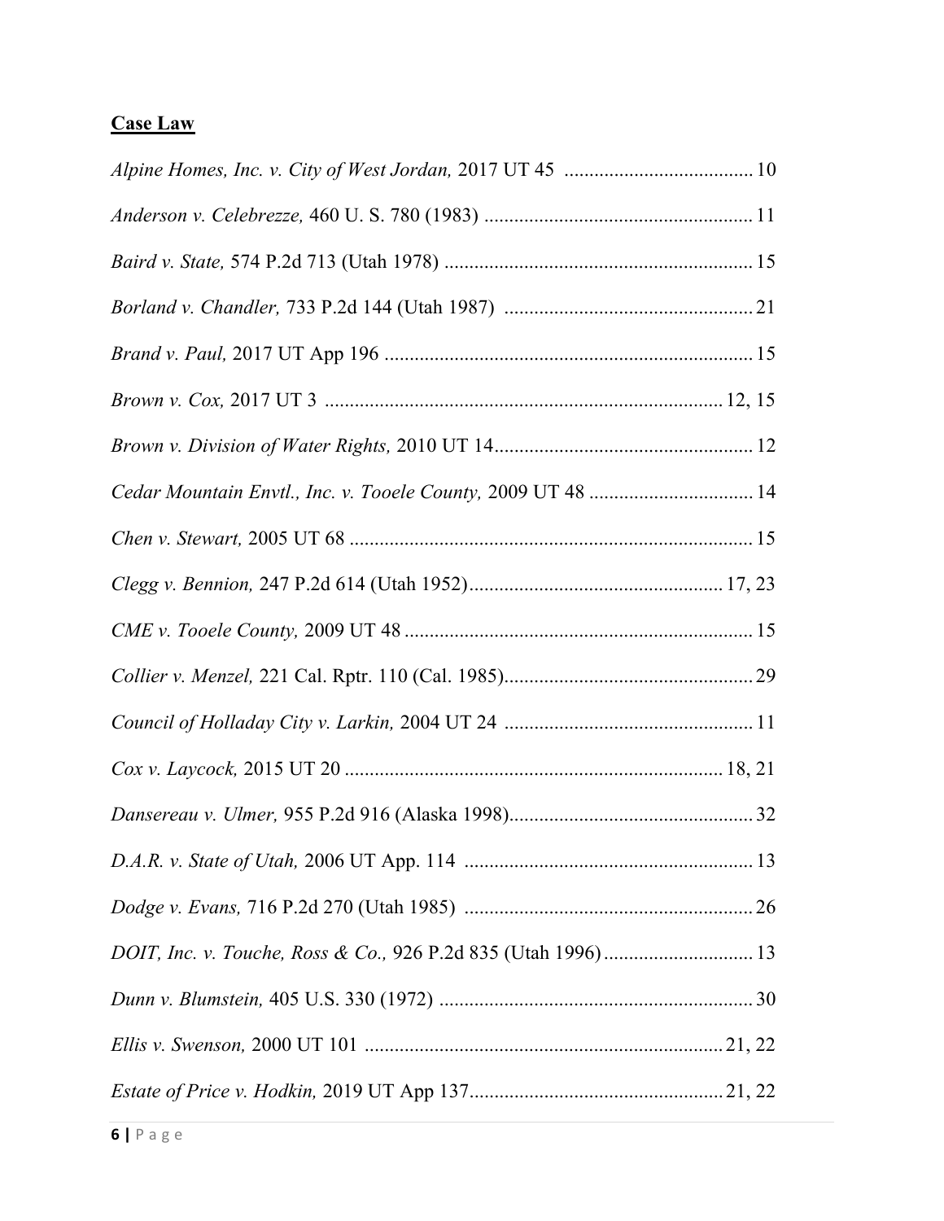**Case Law**

*Alpine Homes, Inc. v. City of West Jordan,* 2017 UT 45 ...................................... 10

*Anderson v. Celebrezze,* 460 U. S. 780 (1983) ...................................................... 11

*Baird v. State,* 574 P.2d 713 (Utah 1978) ............................................................. 15

*Borland v. Chandler,* 733 P.2d 144 (Utah 1987) .................................................. 21

*Brand v. Paul,* 2017 UT App 196 ......................................................................... 15

*Brown v. Cox,* 2017 UT 3 ............................................................................... 12, 15

*Brown v. Division of Water Rights,* 2010 UT 14.................................................... 12

*Cedar Mountain Envtl., Inc. v. Tooele County,* 2009 UT 48 ................................. 14

*Chen v. Stewart,* 2005 UT 68 ................................................................................ 15

*Clegg v. Bennion,* 247 P.2d 614 (Utah 1952)................................................... 17, 23

*CME v. Tooele County,* 2009 UT 48 ...................................................................... 15

*Collier v. Menzel,* 221 Cal. Rptr. 110 (Cal. 1985).................................................. 29

*Council of Holladay City v. Larkin,* 2004 UT 24 .................................................. 11

*Cox v. Laycock,* 2015 UT 20 ............................................................................ 18, 21

*Dansereau v. Ulmer,* 955 P.2d 916 (Alaska 1998)................................................. 32

*D.A.R. v. State of Utah,* 2006 UT App. 114 .......................................................... 13

*Dodge v. Evans,* 716 P.2d 270 (Utah 1985) .......................................................... 26

*DOIT, Inc. v. Touche, Ross & Co.,* 926 P.2d 835 (Utah 1996).............................. 13

*Dunn v. Blumstein,* 405 U.S. 330 (1972) ............................................................... 30

*Ellis v. Swenson,* 2000 UT 101 ........................................................................ 21, 22

*Estate of Price v. Hodkin,* 2019 UT App 137................................................... 21, 22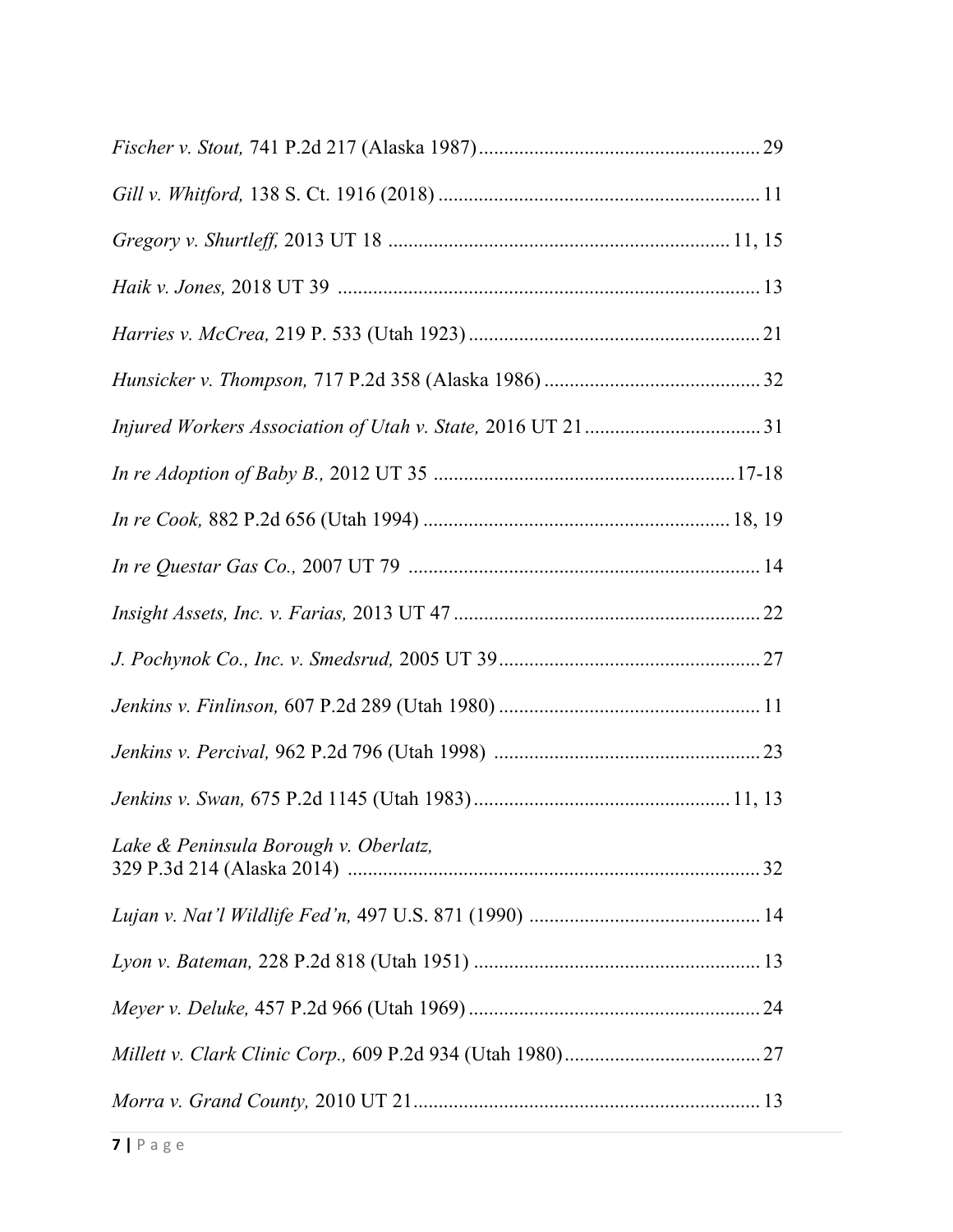*Fischer v. Stout,* 741 P.2d 217 (Alaska 1987) ........................................................ 29

*Gill v. Whitford,* 138 S. Ct. 1916 (2018) ................................................................ 11

*Gregory v. Shurtleff,* 2013 UT 18 .................................................................... 11, 15

*Haik v. Jones,* 2018 UT 39 ................................................................................... 13

*Harries v. McCrea,* 219 P. 533 (Utah 1923) .......................................................... 21

*Hunsicker v. Thompson,* 717 P.2d 358 (Alaska 1986) ........................................... 32

*Injured Workers Association of Utah v. State,* 2016 UT 21 ................................... 31

*In re Adoption of Baby B.,* 2012 UT 35 ............................................................17-18

*In re Cook,* 882 P.2d 656 (Utah 1994) ............................................................ 18, 19

*In re Questar Gas Co.,* 2007 UT 79 ..................................................................... 14

*Insight Assets, Inc. v. Farias,* 2013 UT 47 ............................................................ 22

*J. Pochynok Co., Inc. v. Smedsrud,* 2005 UT 39 .................................................... 27

*Jenkins v. Finlinson,* 607 P.2d 289 (Utah 1980) .................................................... 11

*Jenkins v. Percival,* 962 P.2d 796 (Utah 1998) ..................................................... 23

*Jenkins v. Swan,* 675 P.2d 1145 (Utah 1983) ................................................... 11, 13

*Lake & Peninsula Borough v. Oberlatz,*
329 P.3d 214 (Alaska 2014) .................................................................................. 32

*Lujan v. Nat'l Wildlife Fed'n,* 497 U.S. 871 (1990) .............................................. 14

*Lyon v. Bateman,* 228 P.2d 818 (Utah 1951) ......................................................... 13

*Meyer v. Deluke,* 457 P.2d 966 (Utah 1969) .......................................................... 24

*Millett v. Clark Clinic Corp.,* 609 P.2d 934 (Utah 1980) ....................................... 27

*Morra v. Grand County,* 2010 UT 21 ..................................................................... 13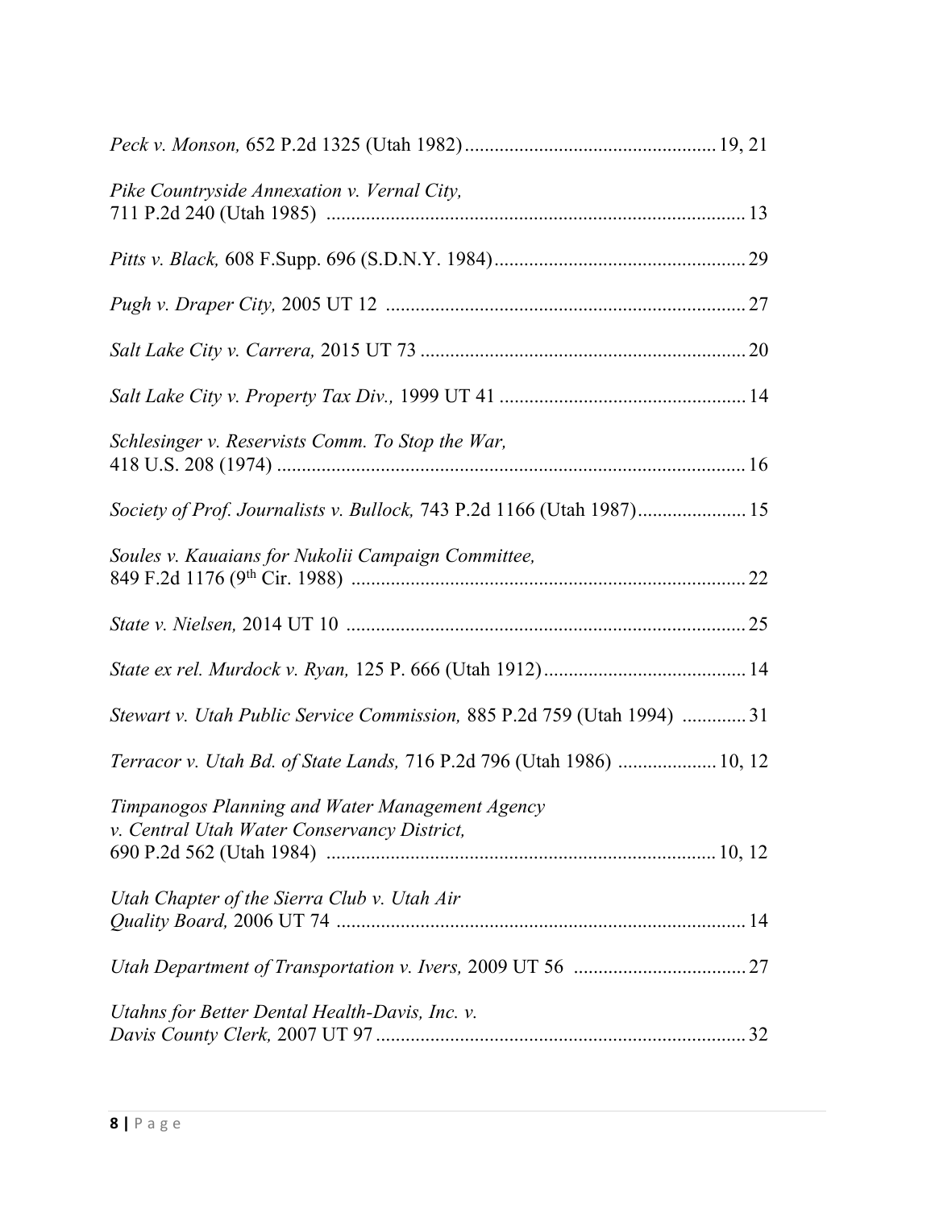*Peck v. Monson,* 652 P.2d 1325 (Utah 1982) ........................................ 19, 21

*Pike Countryside Annexation v. Vernal City,*
711 P.2d 240 (Utah 1985) ........................................................................ 13

*Pitts v. Black,* 608 F.Supp. 696 (S.D.N.Y. 1984) ........................................ 29

*Pugh v. Draper City,* 2005 UT 12 ............................................................. 27

*Salt Lake City v. Carrera,* 2015 UT 73 ....................................................... 20

*Salt Lake City v. Property Tax Div.,* 1999 UT 41 ........................................ 14

*Schlesinger v. Reservists Comm. To Stop the War,*
418 U.S. 208 (1974) ................................................................................... 16

*Society of Prof. Journalists v. Bullock,* 743 P.2d 1166 (Utah 1987) .................. 15

*Soules v. Kauaians for Nukolii Campaign Committee,*
849 F.2d 1176 (9th Cir. 1988) ..................................................................... 22

*State v. Nielsen,* 2014 UT 10 ....................................................................... 25

*State ex rel. Murdock v. Ryan,* 125 P. 666 (Utah 1912) ................................. 14

*Stewart v. Utah Public Service Commission,* 885 P.2d 759 (Utah 1994) ............. 31

*Terracor v. Utah Bd. of State Lands,* 716 P.2d 796 (Utah 1986) .................... 10, 12

*Timpanogos Planning and Water Management Agency*
*v. Central Utah Water Conservancy District,*
690 P.2d 562 (Utah 1984) ...................................................................... 10, 12

*Utah Chapter of the Sierra Club v. Utah Air*
*Quality Board,* 2006 UT 74 ......................................................................... 14

*Utah Department of Transportation v. Ivers,* 2009 UT 56 ................................ 27

*Utahns for Better Dental Health-Davis, Inc. v.*
*Davis County Clerk,* 2007 UT 97 .................................................................. 32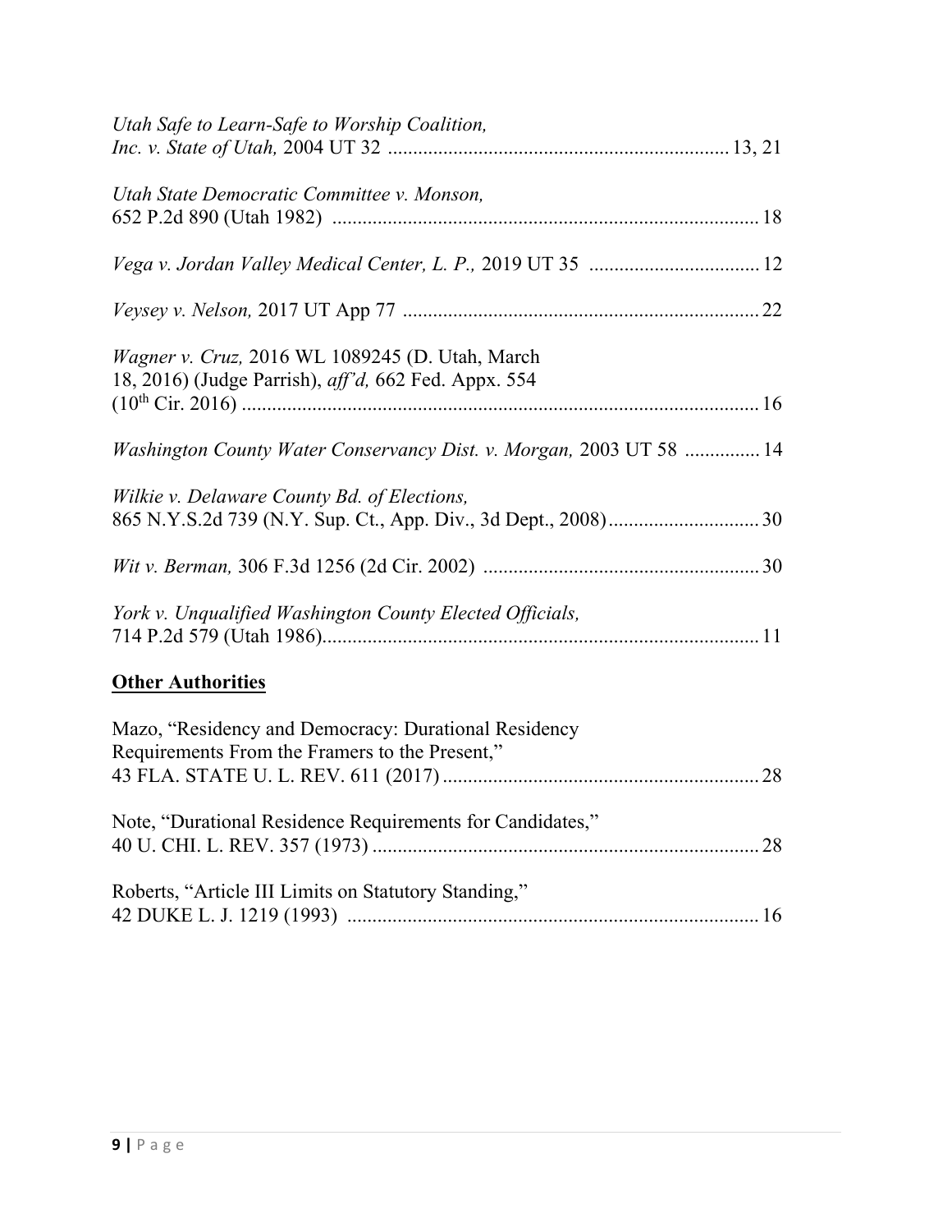*Utah Safe to Learn-Safe to Worship Coalition, Inc. v. State of Utah,* 2004 UT 32 .................................................................... 13, 21

*Utah State Democratic Committee v. Monson,* 652 P.2d 890 (Utah 1982) ..................................................................................... 18

*Vega v. Jordan Valley Medical Center, L. P.,* 2019 UT 35 .................................. 12

*Veysey v. Nelson,* 2017 UT App 77 ...................................................................... 22

*Wagner v. Cruz,* 2016 WL 1089245 (D. Utah, March 18, 2016) (Judge Parrish), *aff'd,* 662 Fed. Appx. 554 (10th Cir. 2016) ........................................................................................ 16

*Washington County Water Conservancy Dist. v. Morgan,* 2003 UT 58 ............... 14

*Wilkie v. Delaware County Bd. of Elections,* 865 N.Y.S.2d 739 (N.Y. Sup. Ct., App. Div., 3d Dept., 2008) .............................. 30

*Wit v. Berman,* 306 F.3d 1256 (2d Cir. 2002) ....................................................... 30

*York v. Unqualified Washington County Elected Officials,* 714 P.2d 579 (Utah 1986) ....................................................................................... 11

**Other Authorities**

Mazo, "Residency and Democracy: Durational Residency Requirements From the Framers to the Present," 43 FLA. STATE U. L. REV. 611 (2017) ............................................................... 28

Note, "Durational Residence Requirements for Candidates," 40 U. CHI. L. REV. 357 (1973) ............................................................................. 28

Roberts, "Article III Limits on Statutory Standing," 42 DUKE L. J. 1219 (1993) ................................................................................... 16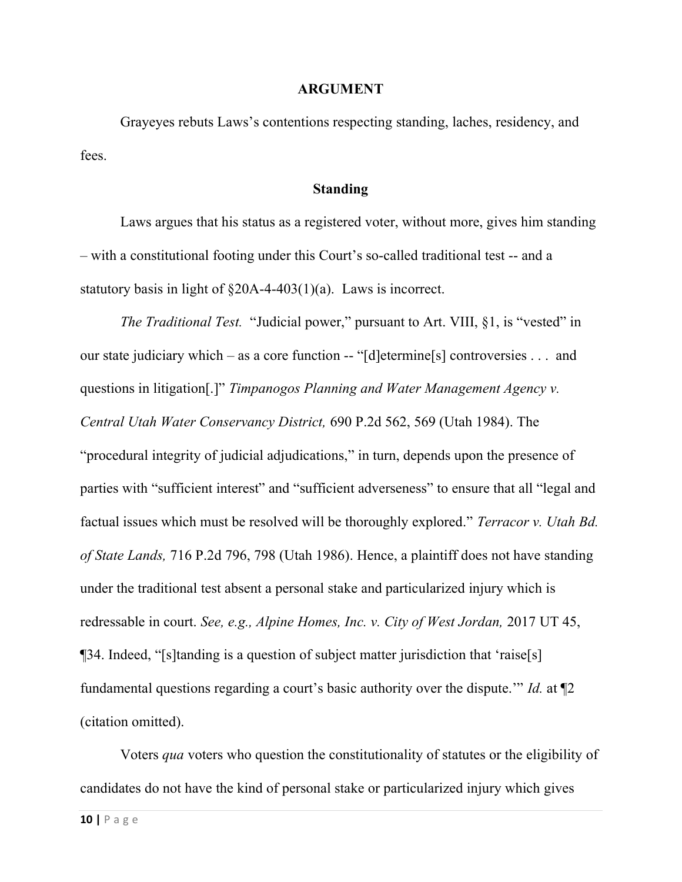## ARGUMENT

Grayeyes rebuts Laws's contentions respecting standing, laches, residency, and fees.

### Standing

Laws argues that his status as a registered voter, without more, gives him standing – with a constitutional footing under this Court's so-called traditional test -- and a statutory basis in light of §20A-4-403(1)(a). Laws is incorrect.

*The Traditional Test.* "Judicial power," pursuant to Art. VIII, §1, is "vested" in our state judiciary which – as a core function -- "[d]etermine[s] controversies . . . and questions in litigation[.]" *Timpanogos Planning and Water Management Agency v. Central Utah Water Conservancy District,* 690 P.2d 562, 569 (Utah 1984). The "procedural integrity of judicial adjudications," in turn, depends upon the presence of parties with "sufficient interest" and "sufficient adverseness" to ensure that all "legal and factual issues which must be resolved will be thoroughly explored." *Terracor v. Utah Bd. of State Lands,* 716 P.2d 796, 798 (Utah 1986). Hence, a plaintiff does not have standing under the traditional test absent a personal stake and particularized injury which is redressable in court. *See, e.g., Alpine Homes, Inc. v. City of West Jordan,* 2017 UT 45, ¶34. Indeed, "[s]tanding is a question of subject matter jurisdiction that 'raise[s] fundamental questions regarding a court's basic authority over the dispute.'" *Id.* at ¶2 (citation omitted).

Voters *qua* voters who question the constitutionality of statutes or the eligibility of candidates do not have the kind of personal stake or particularized injury which gives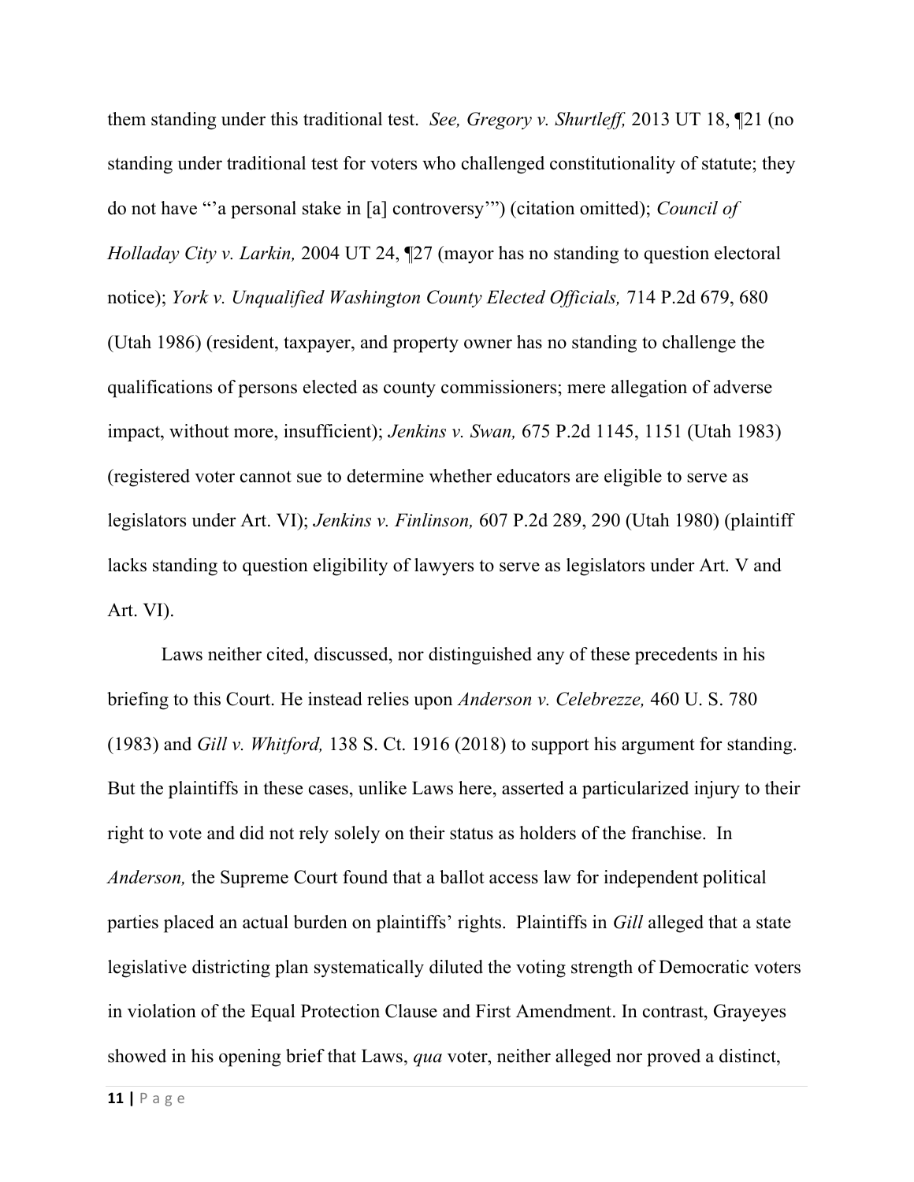them standing under this traditional test. *See, Gregory v. Shurtleff,* 2013 UT 18, ¶21 (no standing under traditional test for voters who challenged constitutionality of statute; they do not have "'a personal stake in [a] controversy'") (citation omitted); *Council of Holladay City v. Larkin,* 2004 UT 24, ¶27 (mayor has no standing to question electoral notice); *York v. Unqualified Washington County Elected Officials,* 714 P.2d 679, 680 (Utah 1986) (resident, taxpayer, and property owner has no standing to challenge the qualifications of persons elected as county commissioners; mere allegation of adverse impact, without more, insufficient); *Jenkins v. Swan,* 675 P.2d 1145, 1151 (Utah 1983) (registered voter cannot sue to determine whether educators are eligible to serve as legislators under Art. VI); *Jenkins v. Finlinson,* 607 P.2d 289, 290 (Utah 1980) (plaintiff lacks standing to question eligibility of lawyers to serve as legislators under Art. V and Art. VI).

Laws neither cited, discussed, nor distinguished any of these precedents in his briefing to this Court. He instead relies upon *Anderson v. Celebrezze,* 460 U. S. 780 (1983) and *Gill v. Whitford,* 138 S. Ct. 1916 (2018) to support his argument for standing. But the plaintiffs in these cases, unlike Laws here, asserted a particularized injury to their right to vote and did not rely solely on their status as holders of the franchise. In *Anderson,* the Supreme Court found that a ballot access law for independent political parties placed an actual burden on plaintiffs' rights. Plaintiffs in *Gill* alleged that a state legislative districting plan systematically diluted the voting strength of Democratic voters in violation of the Equal Protection Clause and First Amendment. In contrast, Grayeyes showed in his opening brief that Laws, *qua* voter, neither alleged nor proved a distinct,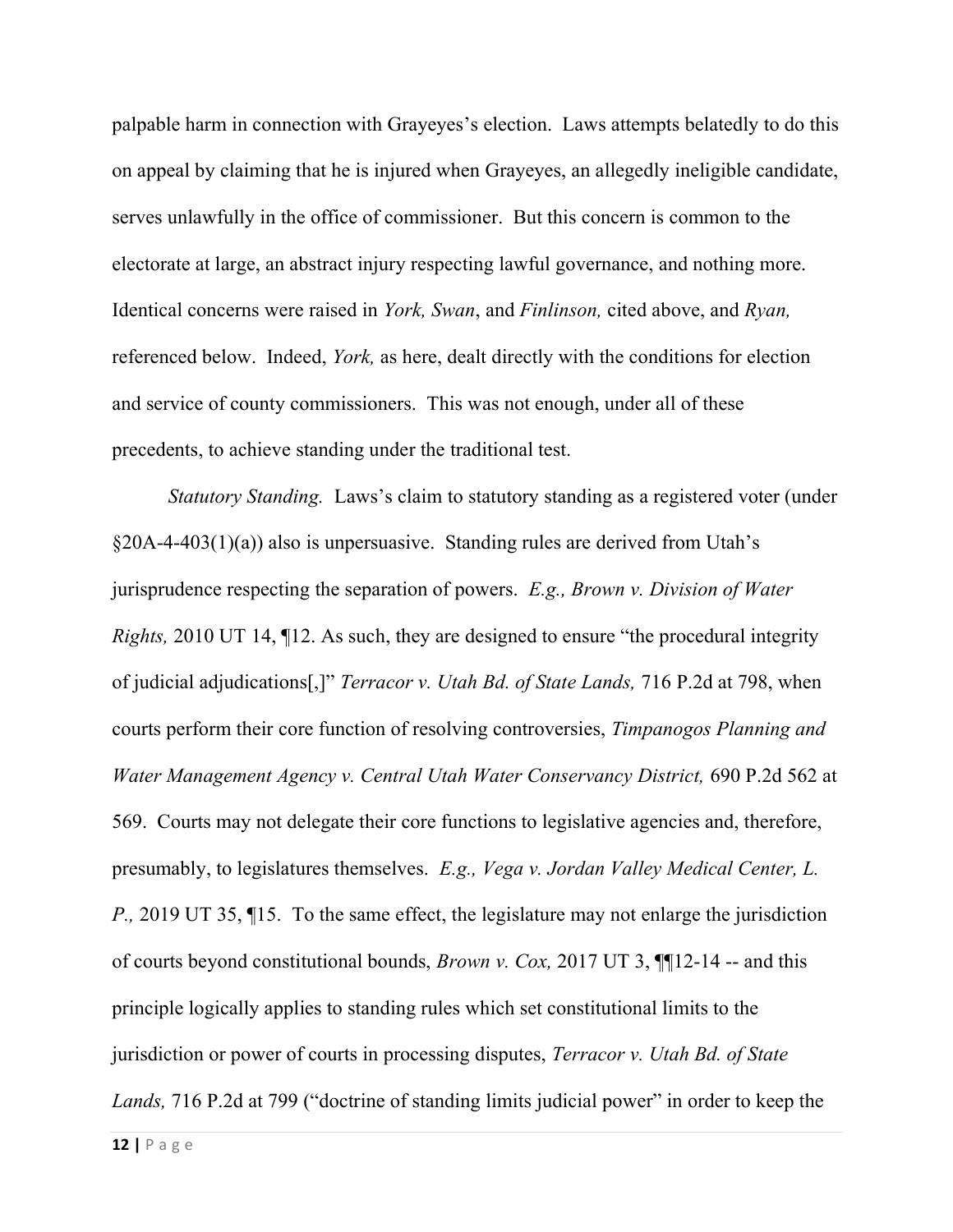palpable harm in connection with Grayeyes's election. Laws attempts belatedly to do this on appeal by claiming that he is injured when Grayeyes, an allegedly ineligible candidate, serves unlawfully in the office of commissioner. But this concern is common to the electorate at large, an abstract injury respecting lawful governance, and nothing more. Identical concerns were raised in *York, Swan*, and *Finlinson,* cited above, and *Ryan,* referenced below. Indeed, *York,* as here, dealt directly with the conditions for election and service of county commissioners. This was not enough, under all of these precedents, to achieve standing under the traditional test.

*Statutory Standing.* Laws's claim to statutory standing as a registered voter (under §20A-4-403(1)(a)) also is unpersuasive. Standing rules are derived from Utah's jurisprudence respecting the separation of powers. *E.g., Brown v. Division of Water Rights,* 2010 UT 14, ¶12. As such, they are designed to ensure "the procedural integrity of judicial adjudications[,]" *Terracor v. Utah Bd. of State Lands,* 716 P.2d at 798, when courts perform their core function of resolving controversies, *Timpanogos Planning and Water Management Agency v. Central Utah Water Conservancy District,* 690 P.2d 562 at 569. Courts may not delegate their core functions to legislative agencies and, therefore, presumably, to legislatures themselves. *E.g., Vega v. Jordan Valley Medical Center, L. P.,* 2019 UT 35, ¶15. To the same effect, the legislature may not enlarge the jurisdiction of courts beyond constitutional bounds, *Brown v. Cox,* 2017 UT 3, ¶¶12-14 -- and this principle logically applies to standing rules which set constitutional limits to the jurisdiction or power of courts in processing disputes, *Terracor v. Utah Bd. of State Lands,* 716 P.2d at 799 ("doctrine of standing limits judicial power" in order to keep the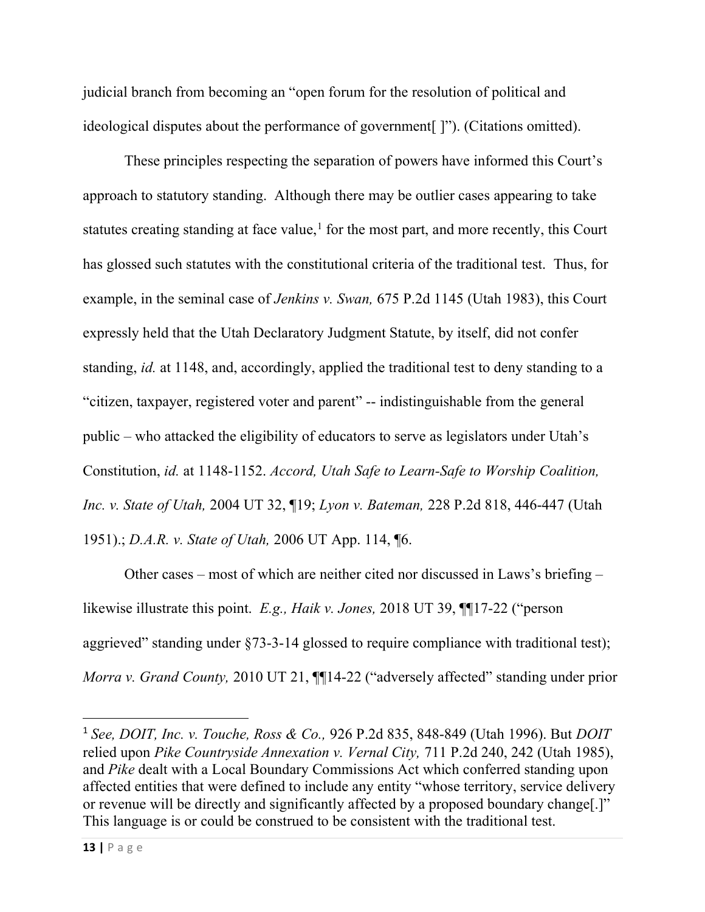judicial branch from becoming an "open forum for the resolution of political and ideological disputes about the performance of government[ ]"). (Citations omitted).

These principles respecting the separation of powers have informed this Court's approach to statutory standing. Although there may be outlier cases appearing to take statutes creating standing at face value,[1] for the most part, and more recently, this Court has glossed such statutes with the constitutional criteria of the traditional test. Thus, for example, in the seminal case of *Jenkins v. Swan,* 675 P.2d 1145 (Utah 1983), this Court expressly held that the Utah Declaratory Judgment Statute, by itself, did not confer standing, *id.* at 1148, and, accordingly, applied the traditional test to deny standing to a "citizen, taxpayer, registered voter and parent" -- indistinguishable from the general public – who attacked the eligibility of educators to serve as legislators under Utah's Constitution, *id.* at 1148-1152. *Accord, Utah Safe to Learn-Safe to Worship Coalition, Inc. v. State of Utah,* 2004 UT 32, ¶19; *Lyon v. Bateman,* 228 P.2d 818, 446-447 (Utah 1951).; *D.A.R. v. State of Utah,* 2006 UT App. 114, ¶6.

Other cases – most of which are neither cited nor discussed in Laws's briefing – likewise illustrate this point. *E.g., Haik v. Jones,* 2018 UT 39, ¶¶17-22 ("person aggrieved" standing under §73-3-14 glossed to require compliance with traditional test); *Morra v. Grand County,* 2010 UT 21, ¶¶14-22 ("adversely affected" standing under prior

[1] *See, DOIT, Inc. v. Touche, Ross & Co.,* 926 P.2d 835, 848-849 (Utah 1996). But *DOIT* relied upon *Pike Countryside Annexation v. Vernal City,* 711 P.2d 240, 242 (Utah 1985), and *Pike* dealt with a Local Boundary Commissions Act which conferred standing upon affected entities that were defined to include any entity "whose territory, service delivery or revenue will be directly and significantly affected by a proposed boundary change[.]" This language is or could be construed to be consistent with the traditional test.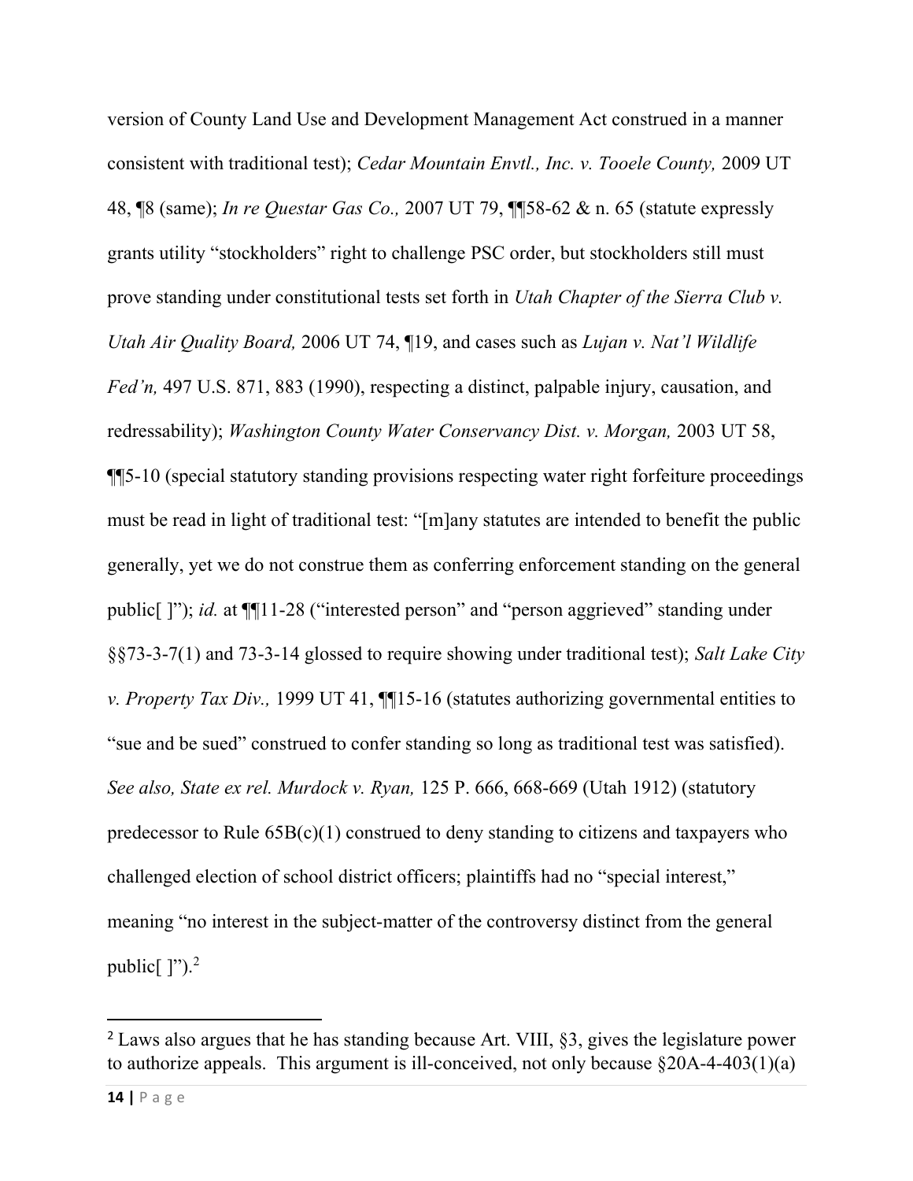version of County Land Use and Development Management Act construed in a manner consistent with traditional test); *Cedar Mountain Envtl., Inc. v. Tooele County,* 2009 UT 48, ¶8 (same); *In re Questar Gas Co.,* 2007 UT 79, ¶¶58-62 & n. 65 (statute expressly grants utility "stockholders" right to challenge PSC order, but stockholders still must prove standing under constitutional tests set forth in *Utah Chapter of the Sierra Club v. Utah Air Quality Board,* 2006 UT 74, ¶19, and cases such as *Lujan v. Nat'l Wildlife Fed'n,* 497 U.S. 871, 883 (1990), respecting a distinct, palpable injury, causation, and redressability); *Washington County Water Conservancy Dist. v. Morgan,* 2003 UT 58, ¶¶5-10 (special statutory standing provisions respecting water right forfeiture proceedings must be read in light of traditional test: "[m]any statutes are intended to benefit the public generally, yet we do not construe them as conferring enforcement standing on the general public[ ]"); *id.* at ¶¶11-28 ("interested person" and "person aggrieved" standing under §§73-3-7(1) and 73-3-14 glossed to require showing under traditional test); *Salt Lake City v. Property Tax Div.,* 1999 UT 41, ¶¶15-16 (statutes authorizing governmental entities to "sue and be sued" construed to confer standing so long as traditional test was satisfied). *See also, State ex rel. Murdock v. Ryan,* 125 P. 666, 668-669 (Utah 1912) (statutory predecessor to Rule 65B(c)(1) construed to deny standing to citizens and taxpayers who challenged election of school district officers; plaintiffs had no "special interest," meaning "no interest in the subject-matter of the controversy distinct from the general public[ ]").[2]

---

[2] Laws also argues that he has standing because Art. VIII, §3, gives the legislature power to authorize appeals. This argument is ill-conceived, not only because §20A-4-403(1)(a)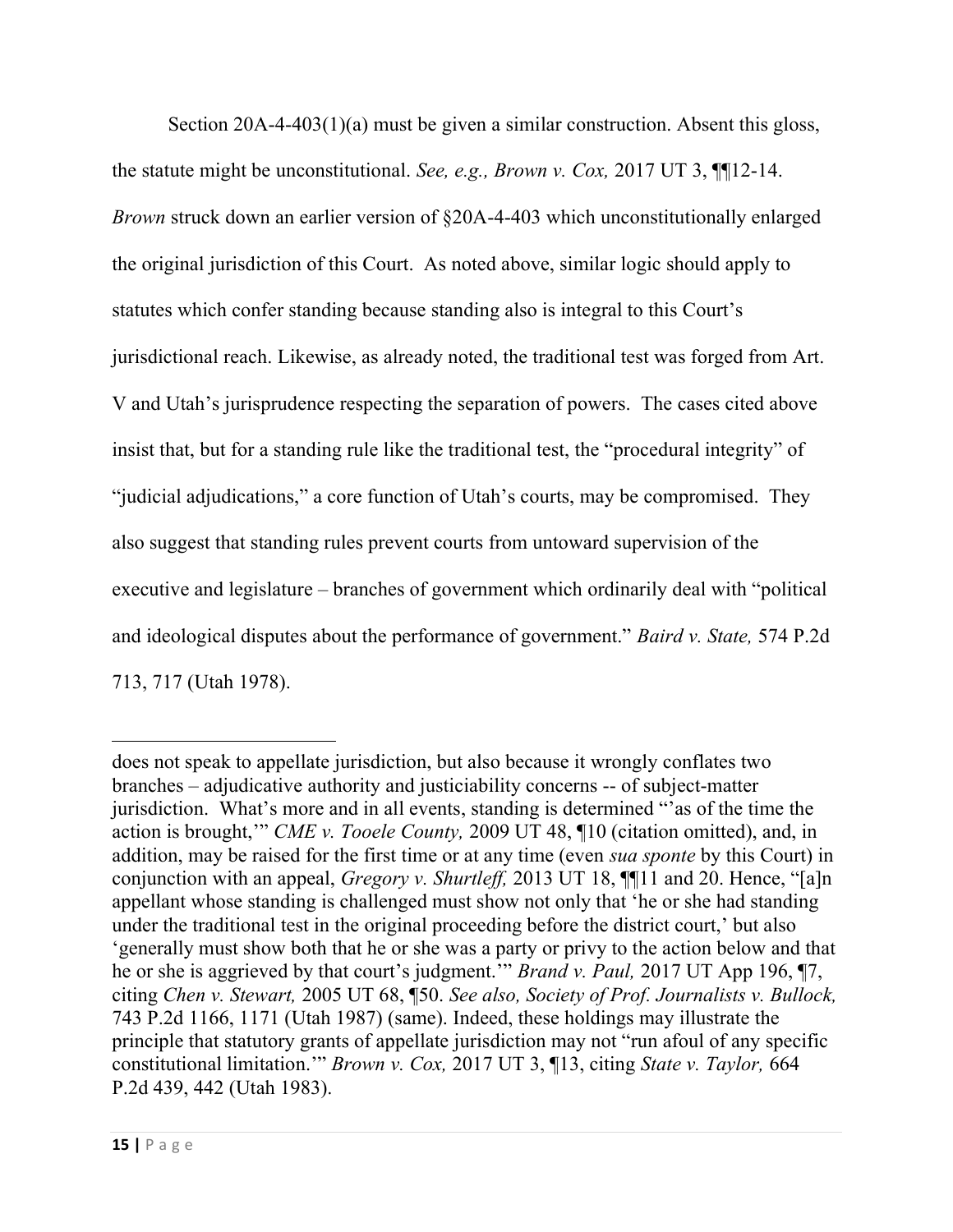Section 20A-4-403(1)(a) must be given a similar construction. Absent this gloss, the statute might be unconstitutional. *See, e.g., Brown v. Cox,* 2017 UT 3, ¶¶12-14. *Brown* struck down an earlier version of §20A-4-403 which unconstitutionally enlarged the original jurisdiction of this Court. As noted above, similar logic should apply to statutes which confer standing because standing also is integral to this Court's jurisdictional reach. Likewise, as already noted, the traditional test was forged from Art. V and Utah's jurisprudence respecting the separation of powers. The cases cited above insist that, but for a standing rule like the traditional test, the "procedural integrity" of "judicial adjudications," a core function of Utah's courts, may be compromised. They also suggest that standing rules prevent courts from untoward supervision of the executive and legislature – branches of government which ordinarily deal with "political and ideological disputes about the performance of government." *Baird v. State,* 574 P.2d 713, 717 (Utah 1978).

---

does not speak to appellate jurisdiction, but also because it wrongly conflates two branches – adjudicative authority and justiciability concerns -- of subject-matter jurisdiction. What's more and in all events, standing is determined "'as of the time the action is brought,'" *CME v. Tooele County,* 2009 UT 48, ¶10 (citation omitted), and, in addition, may be raised for the first time or at any time (even *sua sponte* by this Court) in conjunction with an appeal, *Gregory v. Shurtleff,* 2013 UT 18, ¶¶11 and 20. Hence, "[a]n appellant whose standing is challenged must show not only that 'he or she had standing under the traditional test in the original proceeding before the district court,' but also 'generally must show both that he or she was a party or privy to the action below and that he or she is aggrieved by that court's judgment.'" *Brand v. Paul,* 2017 UT App 196, ¶7, citing *Chen v. Stewart,* 2005 UT 68, ¶50. *See also, Society of Prof. Journalists v. Bullock,* 743 P.2d 1166, 1171 (Utah 1987) (same). Indeed, these holdings may illustrate the principle that statutory grants of appellate jurisdiction may not "run afoul of any specific constitutional limitation.'" *Brown v. Cox,* 2017 UT 3, ¶13, citing *State v. Taylor,* 664 P.2d 439, 442 (Utah 1983).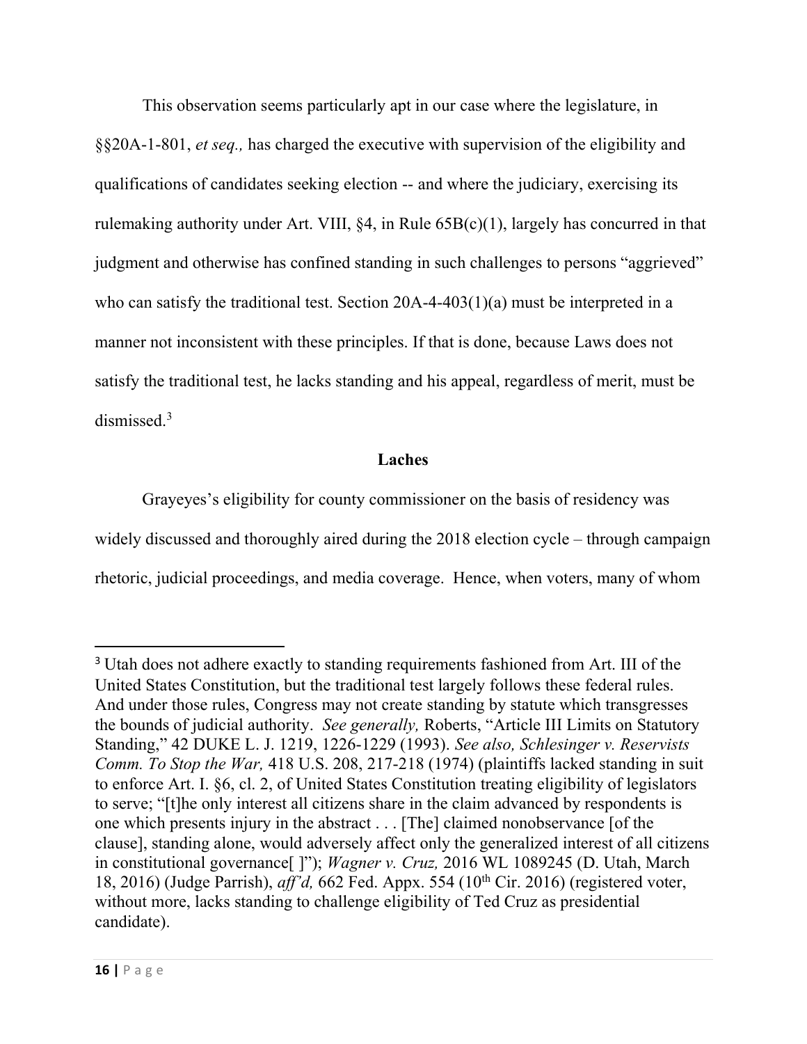This observation seems particularly apt in our case where the legislature, in §§20A-1-801, *et seq.,* has charged the executive with supervision of the eligibility and qualifications of candidates seeking election -- and where the judiciary, exercising its rulemaking authority under Art. VIII, §4, in Rule 65B(c)(1), largely has concurred in that judgment and otherwise has confined standing in such challenges to persons "aggrieved" who can satisfy the traditional test. Section 20A-4-403(1)(a) must be interpreted in a manner not inconsistent with these principles. If that is done, because Laws does not satisfy the traditional test, he lacks standing and his appeal, regardless of merit, must be dismissed.[3]

**Laches**

Grayeyes's eligibility for county commissioner on the basis of residency was widely discussed and thoroughly aired during the 2018 election cycle – through campaign rhetoric, judicial proceedings, and media coverage. Hence, when voters, many of whom

---

[3] Utah does not adhere exactly to standing requirements fashioned from Art. III of the United States Constitution, but the traditional test largely follows these federal rules. And under those rules, Congress may not create standing by statute which transgresses the bounds of judicial authority. *See generally,* Roberts, "Article III Limits on Statutory Standing," 42 DUKE L. J. 1219, 1226-1229 (1993). *See also, Schlesinger v. Reservists Comm. To Stop the War,* 418 U.S. 208, 217-218 (1974) (plaintiffs lacked standing in suit to enforce Art. I. §6, cl. 2, of United States Constitution treating eligibility of legislators to serve; "[t]he only interest all citizens share in the claim advanced by respondents is one which presents injury in the abstract . . . [The] claimed nonobservance [of the clause], standing alone, would adversely affect only the generalized interest of all citizens in constitutional governance[ ]"); *Wagner v. Cruz,* 2016 WL 1089245 (D. Utah, March 18, 2016) (Judge Parrish), *aff'd,* 662 Fed. Appx. 554 (10th Cir. 2016) (registered voter, without more, lacks standing to challenge eligibility of Ted Cruz as presidential candidate).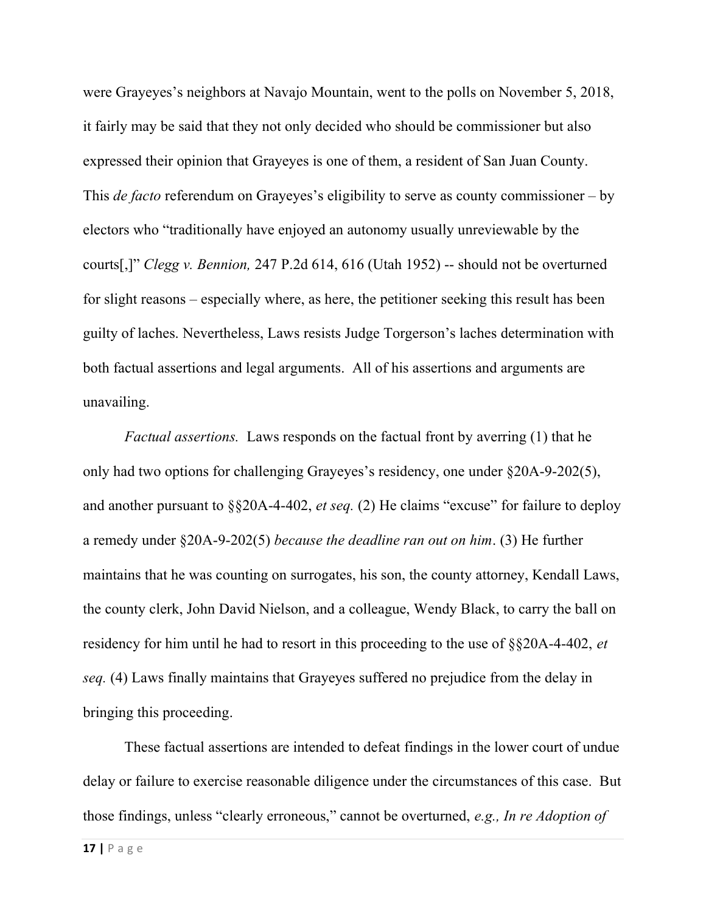were Grayeyes's neighbors at Navajo Mountain, went to the polls on November 5, 2018, it fairly may be said that they not only decided who should be commissioner but also expressed their opinion that Grayeyes is one of them, a resident of San Juan County. This *de facto* referendum on Grayeyes's eligibility to serve as county commissioner – by electors who "traditionally have enjoyed an autonomy usually unreviewable by the courts[,]" *Clegg v. Bennion,* 247 P.2d 614, 616 (Utah 1952) -- should not be overturned for slight reasons – especially where, as here, the petitioner seeking this result has been guilty of laches. Nevertheless, Laws resists Judge Torgerson's laches determination with both factual assertions and legal arguments. All of his assertions and arguments are unavailing.

*Factual assertions.* Laws responds on the factual front by averring (1) that he only had two options for challenging Grayeyes's residency, one under §20A-9-202(5), and another pursuant to §§20A-4-402, *et seq.* (2) He claims "excuse" for failure to deploy a remedy under §20A-9-202(5) *because the deadline ran out on him*. (3) He further maintains that he was counting on surrogates, his son, the county attorney, Kendall Laws, the county clerk, John David Nielson, and a colleague, Wendy Black, to carry the ball on residency for him until he had to resort in this proceeding to the use of §§20A-4-402, *et seq.* (4) Laws finally maintains that Grayeyes suffered no prejudice from the delay in bringing this proceeding.

These factual assertions are intended to defeat findings in the lower court of undue delay or failure to exercise reasonable diligence under the circumstances of this case. But those findings, unless "clearly erroneous," cannot be overturned, *e.g., In re Adoption of*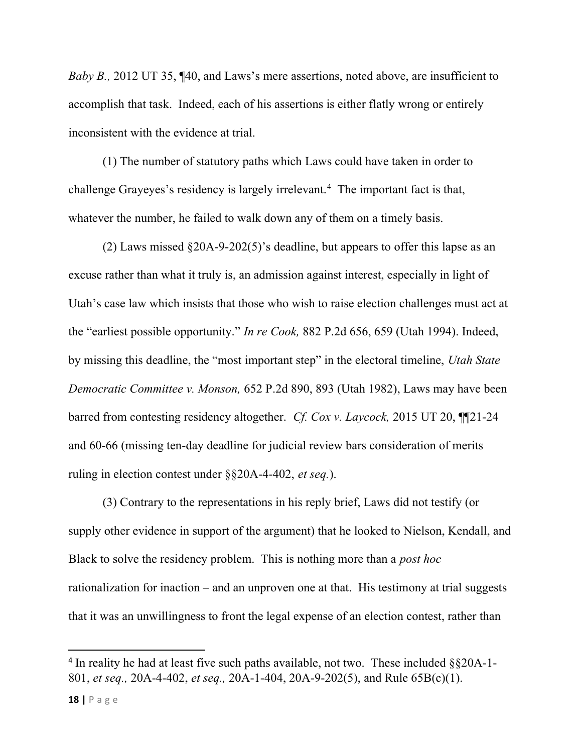*Baby B.,* 2012 UT 35, ¶40, and Laws's mere assertions, noted above, are insufficient to accomplish that task. Indeed, each of his assertions is either flatly wrong or entirely inconsistent with the evidence at trial.

(1) The number of statutory paths which Laws could have taken in order to challenge Grayeyes's residency is largely irrelevant.[4] The important fact is that, whatever the number, he failed to walk down any of them on a timely basis.

(2) Laws missed §20A-9-202(5)'s deadline, but appears to offer this lapse as an excuse rather than what it truly is, an admission against interest, especially in light of Utah's case law which insists that those who wish to raise election challenges must act at the "earliest possible opportunity." *In re Cook,* 882 P.2d 656, 659 (Utah 1994). Indeed, by missing this deadline, the "most important step" in the electoral timeline, *Utah State Democratic Committee v. Monson,* 652 P.2d 890, 893 (Utah 1982), Laws may have been barred from contesting residency altogether. *Cf. Cox v. Laycock,* 2015 UT 20, ¶¶21-24 and 60-66 (missing ten-day deadline for judicial review bars consideration of merits ruling in election contest under §§20A-4-402, *et seq.*).

(3) Contrary to the representations in his reply brief, Laws did not testify (or supply other evidence in support of the argument) that he looked to Nielson, Kendall, and Black to solve the residency problem. This is nothing more than a *post hoc* rationalization for inaction – and an unproven one at that. His testimony at trial suggests that it was an unwillingness to front the legal expense of an election contest, rather than

[4] In reality he had at least five such paths available, not two. These included §§20A-1-801, *et seq.,* 20A-4-402, *et seq.,* 20A-1-404, 20A-9-202(5), and Rule 65B(c)(1).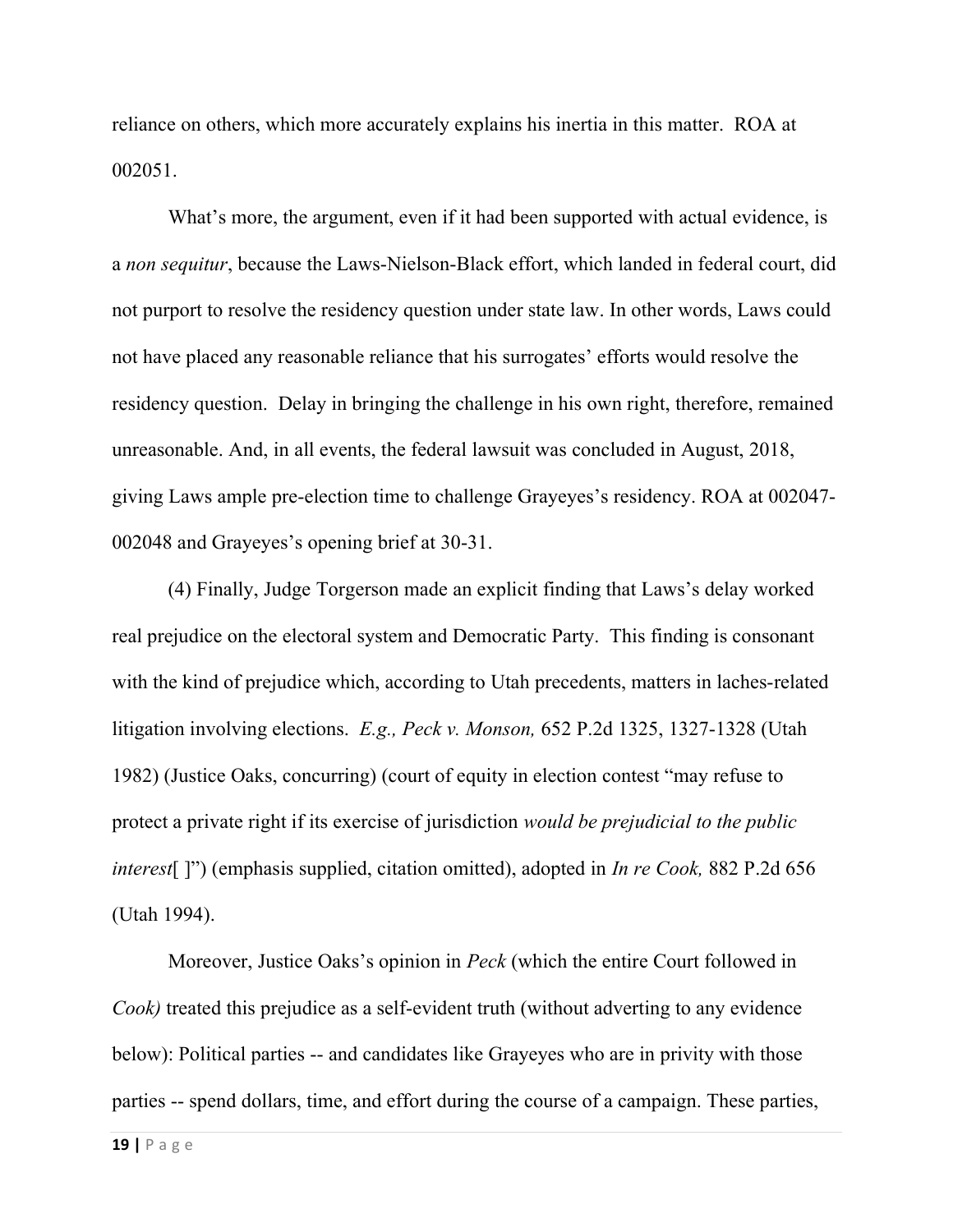reliance on others, which more accurately explains his inertia in this matter. ROA at 002051.

What's more, the argument, even if it had been supported with actual evidence, is a *non sequitur*, because the Laws-Nielson-Black effort, which landed in federal court, did not purport to resolve the residency question under state law. In other words, Laws could not have placed any reasonable reliance that his surrogates' efforts would resolve the residency question. Delay in bringing the challenge in his own right, therefore, remained unreasonable. And, in all events, the federal lawsuit was concluded in August, 2018, giving Laws ample pre-election time to challenge Grayeyes's residency. ROA at 002047-002048 and Grayeyes's opening brief at 30-31.

(4) Finally, Judge Torgerson made an explicit finding that Laws's delay worked real prejudice on the electoral system and Democratic Party. This finding is consonant with the kind of prejudice which, according to Utah precedents, matters in laches-related litigation involving elections. *E.g., Peck v. Monson,* 652 P.2d 1325, 1327-1328 (Utah 1982) (Justice Oaks, concurring) (court of equity in election contest "may refuse to protect a private right if its exercise of jurisdiction *would be prejudicial to the public interest*[ ]") (emphasis supplied, citation omitted), adopted in *In re Cook,* 882 P.2d 656 (Utah 1994).

Moreover, Justice Oaks's opinion in *Peck* (which the entire Court followed in *Cook)* treated this prejudice as a self-evident truth (without adverting to any evidence below): Political parties -- and candidates like Grayeyes who are in privity with those parties -- spend dollars, time, and effort during the course of a campaign. These parties,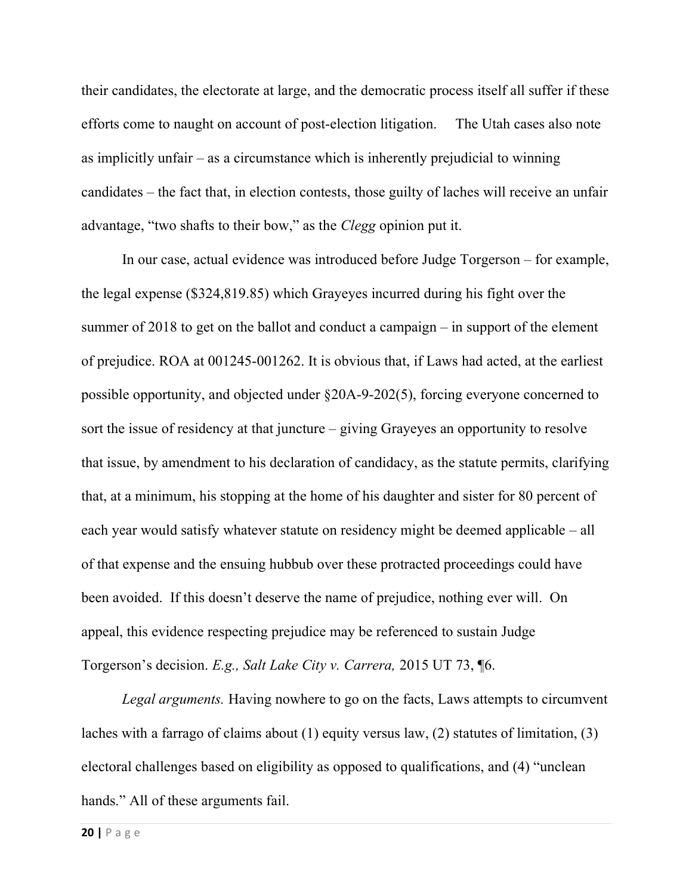their candidates, the electorate at large, and the democratic process itself all suffer if these efforts come to naught on account of post-election litigation. The Utah cases also note as implicitly unfair – as a circumstance which is inherently prejudicial to winning candidates – the fact that, in election contests, those guilty of laches will receive an unfair advantage, "two shafts to their bow," as the *Clegg* opinion put it.

In our case, actual evidence was introduced before Judge Torgerson – for example, the legal expense ($324,819.85) which Grayeyes incurred during his fight over the summer of 2018 to get on the ballot and conduct a campaign – in support of the element of prejudice. ROA at 001245-001262. It is obvious that, if Laws had acted, at the earliest possible opportunity, and objected under §20A-9-202(5), forcing everyone concerned to sort the issue of residency at that juncture – giving Grayeyes an opportunity to resolve that issue, by amendment to his declaration of candidacy, as the statute permits, clarifying that, at a minimum, his stopping at the home of his daughter and sister for 80 percent of each year would satisfy whatever statute on residency might be deemed applicable – all of that expense and the ensuing hubbub over these protracted proceedings could have been avoided. If this doesn't deserve the name of prejudice, nothing ever will. On appeal, this evidence respecting prejudice may be referenced to sustain Judge Torgerson's decision. *E.g., Salt Lake City v. Carrera,* 2015 UT 73, ¶6.

*Legal arguments.* Having nowhere to go on the facts, Laws attempts to circumvent laches with a farrago of claims about (1) equity versus law, (2) statutes of limitation, (3) electoral challenges based on eligibility as opposed to qualifications, and (4) "unclean hands." All of these arguments fail.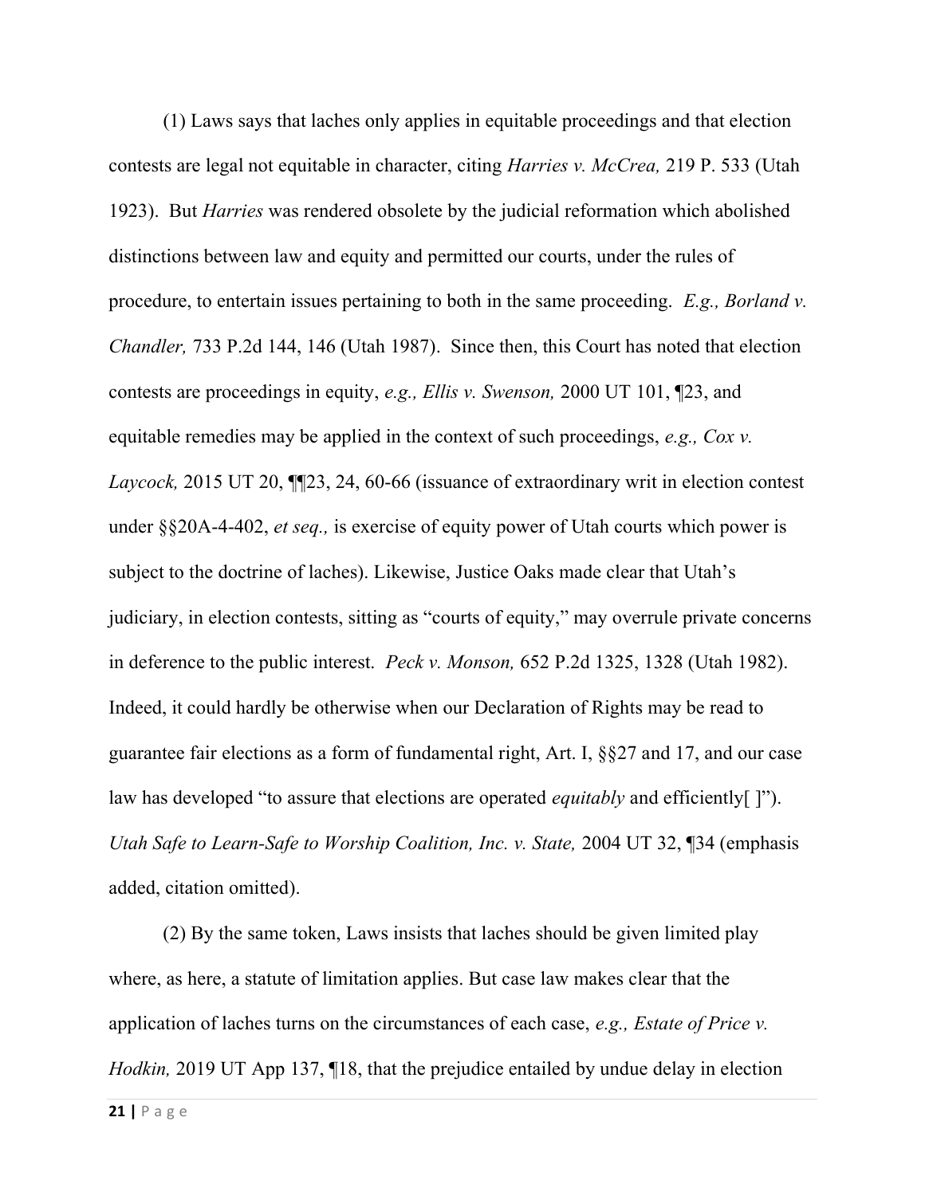(1) Laws says that laches only applies in equitable proceedings and that election contests are legal not equitable in character, citing *Harries v. McCrea,* 219 P. 533 (Utah 1923). But *Harries* was rendered obsolete by the judicial reformation which abolished distinctions between law and equity and permitted our courts, under the rules of procedure, to entertain issues pertaining to both in the same proceeding. *E.g., Borland v. Chandler,* 733 P.2d 144, 146 (Utah 1987). Since then, this Court has noted that election contests are proceedings in equity, *e.g., Ellis v. Swenson,* 2000 UT 101, ¶23, and equitable remedies may be applied in the context of such proceedings, *e.g., Cox v. Laycock,* 2015 UT 20, ¶¶23, 24, 60-66 (issuance of extraordinary writ in election contest under §§20A-4-402, *et seq.,* is exercise of equity power of Utah courts which power is subject to the doctrine of laches). Likewise, Justice Oaks made clear that Utah's judiciary, in election contests, sitting as "courts of equity," may overrule private concerns in deference to the public interest. *Peck v. Monson,* 652 P.2d 1325, 1328 (Utah 1982). Indeed, it could hardly be otherwise when our Declaration of Rights may be read to guarantee fair elections as a form of fundamental right, Art. I, §§27 and 17, and our case law has developed "to assure that elections are operated *equitably* and efficiently[ ]"). *Utah Safe to Learn-Safe to Worship Coalition, Inc. v. State,* 2004 UT 32, ¶34 (emphasis added, citation omitted).

(2) By the same token, Laws insists that laches should be given limited play where, as here, a statute of limitation applies. But case law makes clear that the application of laches turns on the circumstances of each case, *e.g., Estate of Price v. Hodkin,* 2019 UT App 137, ¶18, that the prejudice entailed by undue delay in election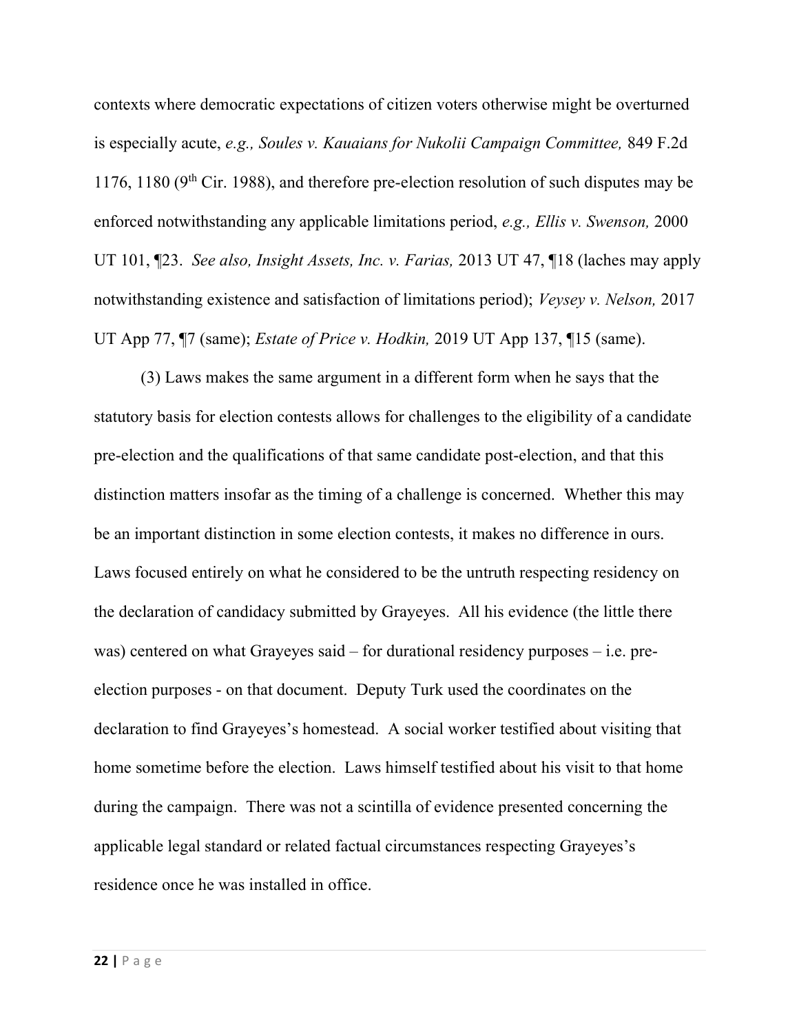contexts where democratic expectations of citizen voters otherwise might be overturned is especially acute, *e.g., Soules v. Kauaians for Nukolii Campaign Committee,* 849 F.2d 1176, 1180 (9th Cir. 1988), and therefore pre-election resolution of such disputes may be enforced notwithstanding any applicable limitations period, *e.g., Ellis v. Swenson,* 2000 UT 101, ¶23. *See also, Insight Assets, Inc. v. Farias,* 2013 UT 47, ¶18 (laches may apply notwithstanding existence and satisfaction of limitations period); *Veysey v. Nelson,* 2017 UT App 77, ¶7 (same); *Estate of Price v. Hodkin,* 2019 UT App 137, ¶15 (same).

(3) Laws makes the same argument in a different form when he says that the statutory basis for election contests allows for challenges to the eligibility of a candidate pre-election and the qualifications of that same candidate post-election, and that this distinction matters insofar as the timing of a challenge is concerned. Whether this may be an important distinction in some election contests, it makes no difference in ours. Laws focused entirely on what he considered to be the untruth respecting residency on the declaration of candidacy submitted by Grayeyes. All his evidence (the little there was) centered on what Grayeyes said – for durational residency purposes – i.e. pre-election purposes - on that document. Deputy Turk used the coordinates on the declaration to find Grayeyes's homestead. A social worker testified about visiting that home sometime before the election. Laws himself testified about his visit to that home during the campaign. There was not a scintilla of evidence presented concerning the applicable legal standard or related factual circumstances respecting Grayeyes's residence once he was installed in office.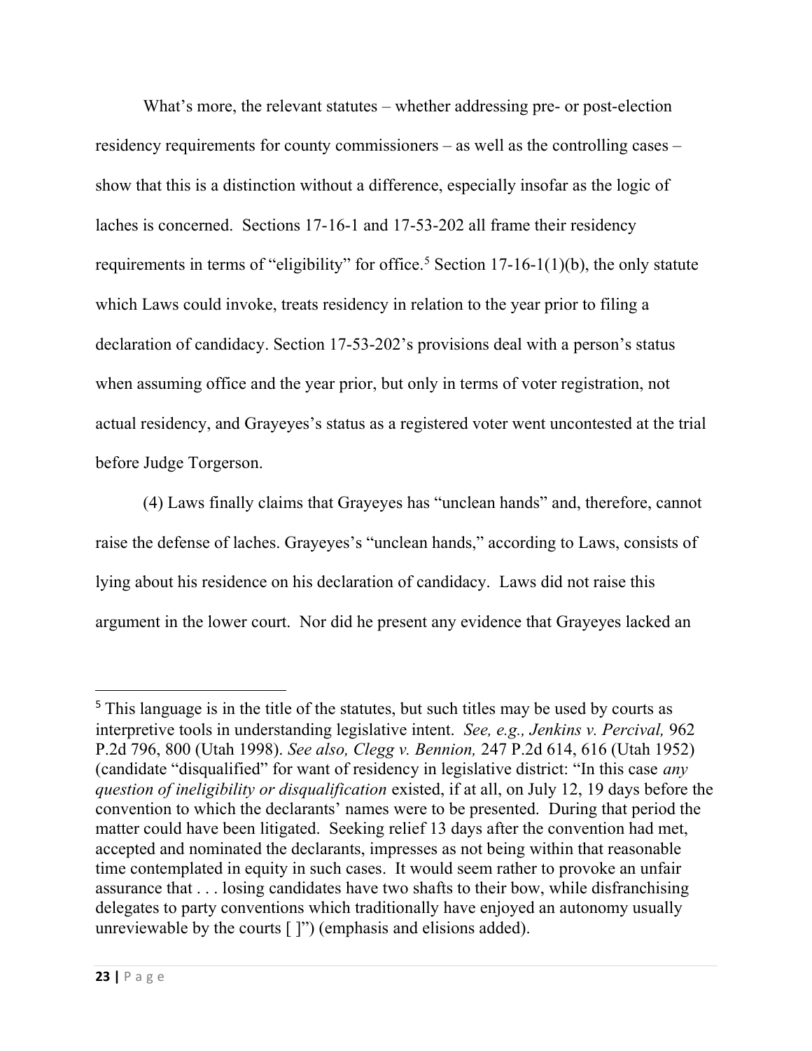What's more, the relevant statutes – whether addressing pre- or post-election residency requirements for county commissioners – as well as the controlling cases – show that this is a distinction without a difference, especially insofar as the logic of laches is concerned. Sections 17-16-1 and 17-53-202 all frame their residency requirements in terms of "eligibility" for office.[5] Section 17-16-1(1)(b), the only statute which Laws could invoke, treats residency in relation to the year prior to filing a declaration of candidacy. Section 17-53-202's provisions deal with a person's status when assuming office and the year prior, but only in terms of voter registration, not actual residency, and Grayeyes's status as a registered voter went uncontested at the trial before Judge Torgerson.

(4) Laws finally claims that Grayeyes has "unclean hands" and, therefore, cannot raise the defense of laches. Grayeyes's "unclean hands," according to Laws, consists of lying about his residence on his declaration of candidacy. Laws did not raise this argument in the lower court. Nor did he present any evidence that Grayeyes lacked an

---

[5] This language is in the title of the statutes, but such titles may be used by courts as interpretive tools in understanding legislative intent. *See, e.g., Jenkins v. Percival,* 962 P.2d 796, 800 (Utah 1998). *See also, Clegg v. Bennion,* 247 P.2d 614, 616 (Utah 1952) (candidate "disqualified" for want of residency in legislative district: "In this case *any question of ineligibility or disqualification* existed, if at all, on July 12, 19 days before the convention to which the declarants' names were to be presented. During that period the matter could have been litigated. Seeking relief 13 days after the convention had met, accepted and nominated the declarants, impresses as not being within that reasonable time contemplated in equity in such cases. It would seem rather to provoke an unfair assurance that . . . losing candidates have two shafts to their bow, while disfranchising delegates to party conventions which traditionally have enjoyed an autonomy usually unreviewable by the courts [ ]") (emphasis and elisions added).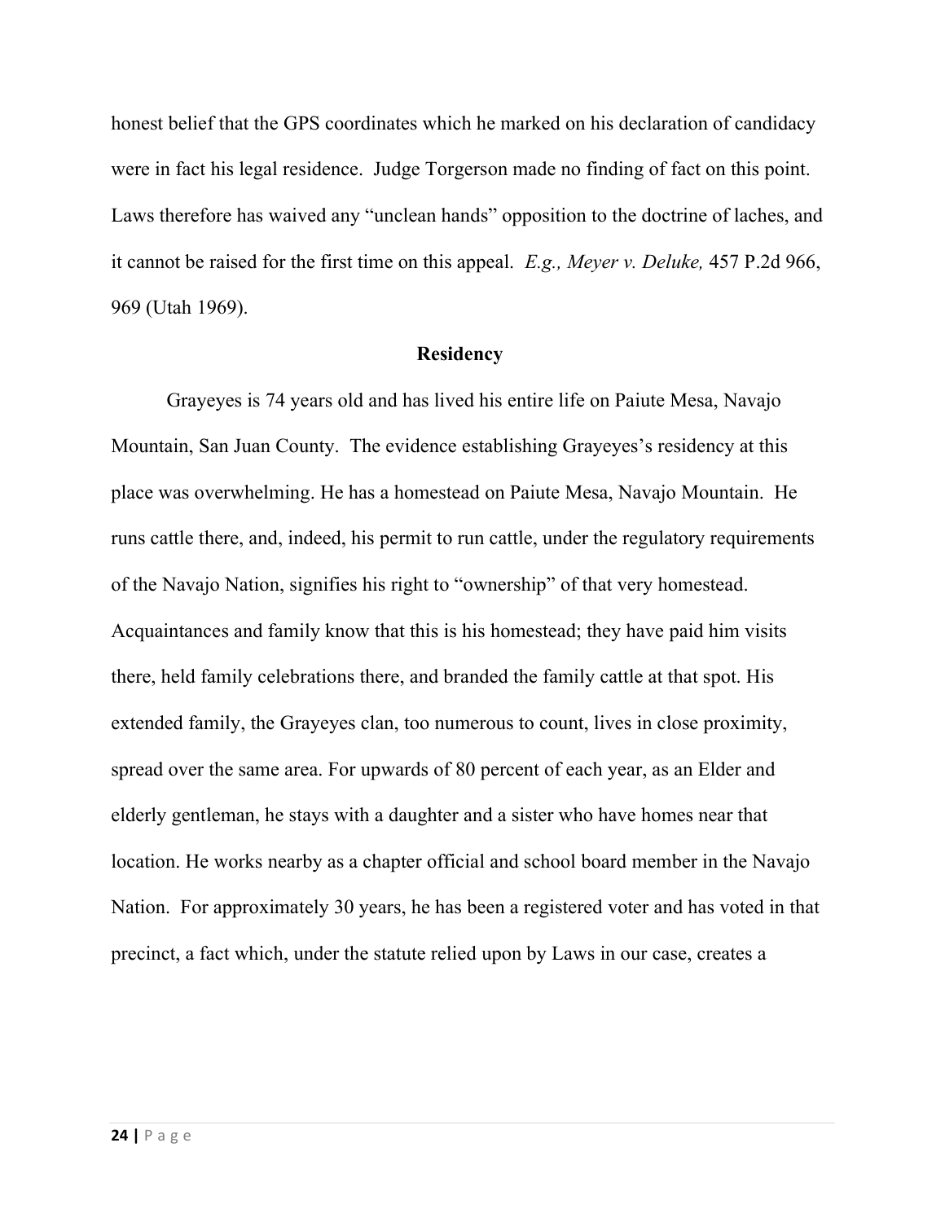honest belief that the GPS coordinates which he marked on his declaration of candidacy were in fact his legal residence. Judge Torgerson made no finding of fact on this point. Laws therefore has waived any "unclean hands" opposition to the doctrine of laches, and it cannot be raised for the first time on this appeal. *E.g., Meyer v. Deluke,* 457 P.2d 966, 969 (Utah 1969).

## Residency

Grayeyes is 74 years old and has lived his entire life on Paiute Mesa, Navajo Mountain, San Juan County. The evidence establishing Grayeyes's residency at this place was overwhelming. He has a homestead on Paiute Mesa, Navajo Mountain. He runs cattle there, and, indeed, his permit to run cattle, under the regulatory requirements of the Navajo Nation, signifies his right to "ownership" of that very homestead. Acquaintances and family know that this is his homestead; they have paid him visits there, held family celebrations there, and branded the family cattle at that spot. His extended family, the Grayeyes clan, too numerous to count, lives in close proximity, spread over the same area. For upwards of 80 percent of each year, as an Elder and elderly gentleman, he stays with a daughter and a sister who have homes near that location. He works nearby as a chapter official and school board member in the Navajo Nation. For approximately 30 years, he has been a registered voter and has voted in that precinct, a fact which, under the statute relied upon by Laws in our case, creates a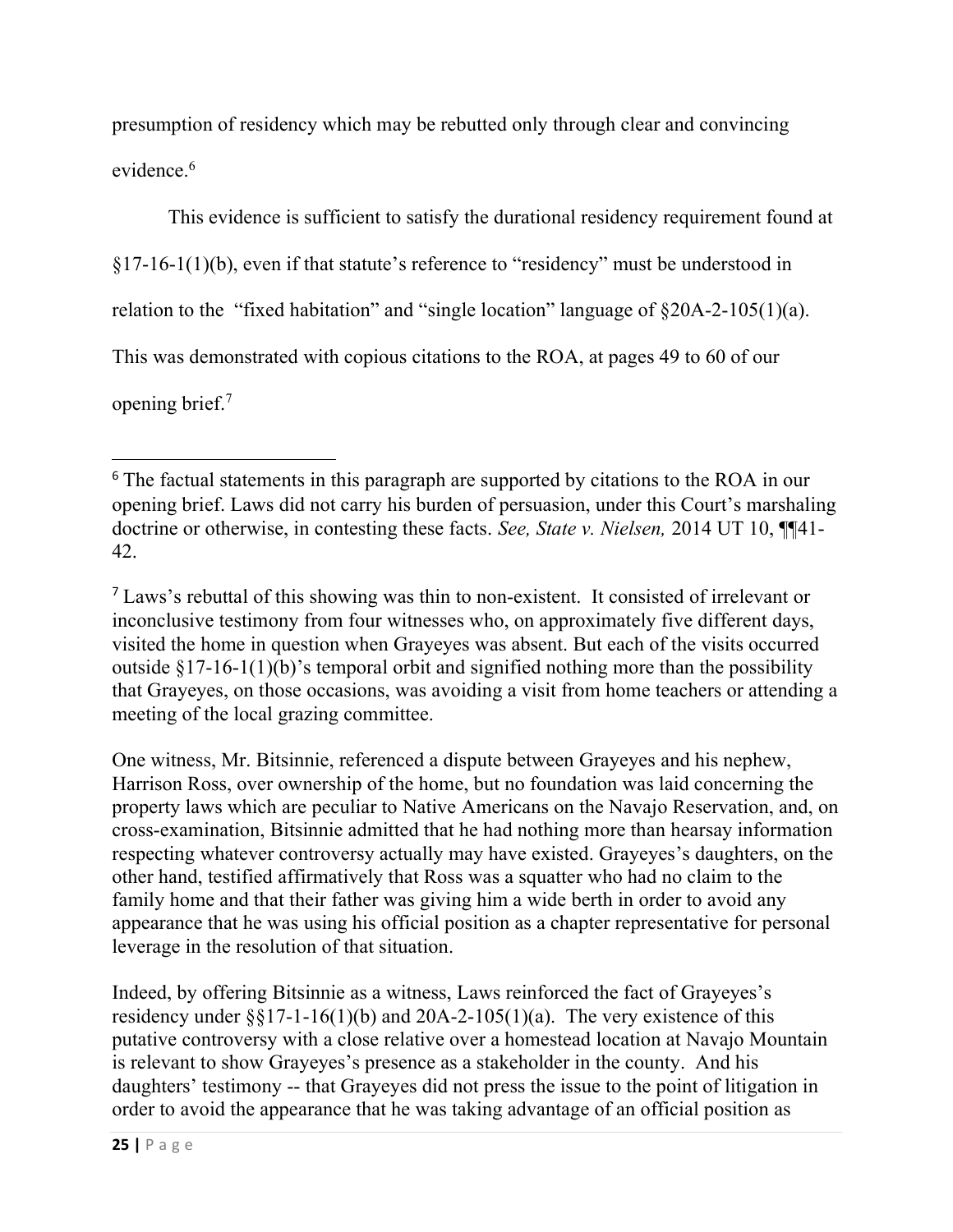presumption of residency which may be rebutted only through clear and convincing evidence.[6]

This evidence is sufficient to satisfy the durational residency requirement found at §17-16-1(1)(b), even if that statute's reference to "residency" must be understood in relation to the "fixed habitation" and "single location" language of §20A-2-105(1)(a). This was demonstrated with copious citations to the ROA, at pages 49 to 60 of our opening brief.[7]

---

[6] The factual statements in this paragraph are supported by citations to the ROA in our opening brief. Laws did not carry his burden of persuasion, under this Court's marshaling doctrine or otherwise, in contesting these facts. *See, State v. Nielsen,* 2014 UT 10, ¶¶41-42.

[7] Laws's rebuttal of this showing was thin to non-existent. It consisted of irrelevant or inconclusive testimony from four witnesses who, on approximately five different days, visited the home in question when Grayeyes was absent. But each of the visits occurred outside §17-16-1(1)(b)'s temporal orbit and signified nothing more than the possibility that Grayeyes, on those occasions, was avoiding a visit from home teachers or attending a meeting of the local grazing committee.

One witness, Mr. Bitsinnie, referenced a dispute between Grayeyes and his nephew, Harrison Ross, over ownership of the home, but no foundation was laid concerning the property laws which are peculiar to Native Americans on the Navajo Reservation, and, on cross-examination, Bitsinnie admitted that he had nothing more than hearsay information respecting whatever controversy actually may have existed. Grayeyes's daughters, on the other hand, testified affirmatively that Ross was a squatter who had no claim to the family home and that their father was giving him a wide berth in order to avoid any appearance that he was using his official position as a chapter representative for personal leverage in the resolution of that situation.

Indeed, by offering Bitsinnie as a witness, Laws reinforced the fact of Grayeyes's residency under §§17-1-16(1)(b) and 20A-2-105(1)(a). The very existence of this putative controversy with a close relative over a homestead location at Navajo Mountain is relevant to show Grayeyes's presence as a stakeholder in the county. And his daughters' testimony -- that Grayeyes did not press the issue to the point of litigation in order to avoid the appearance that he was taking advantage of an official position as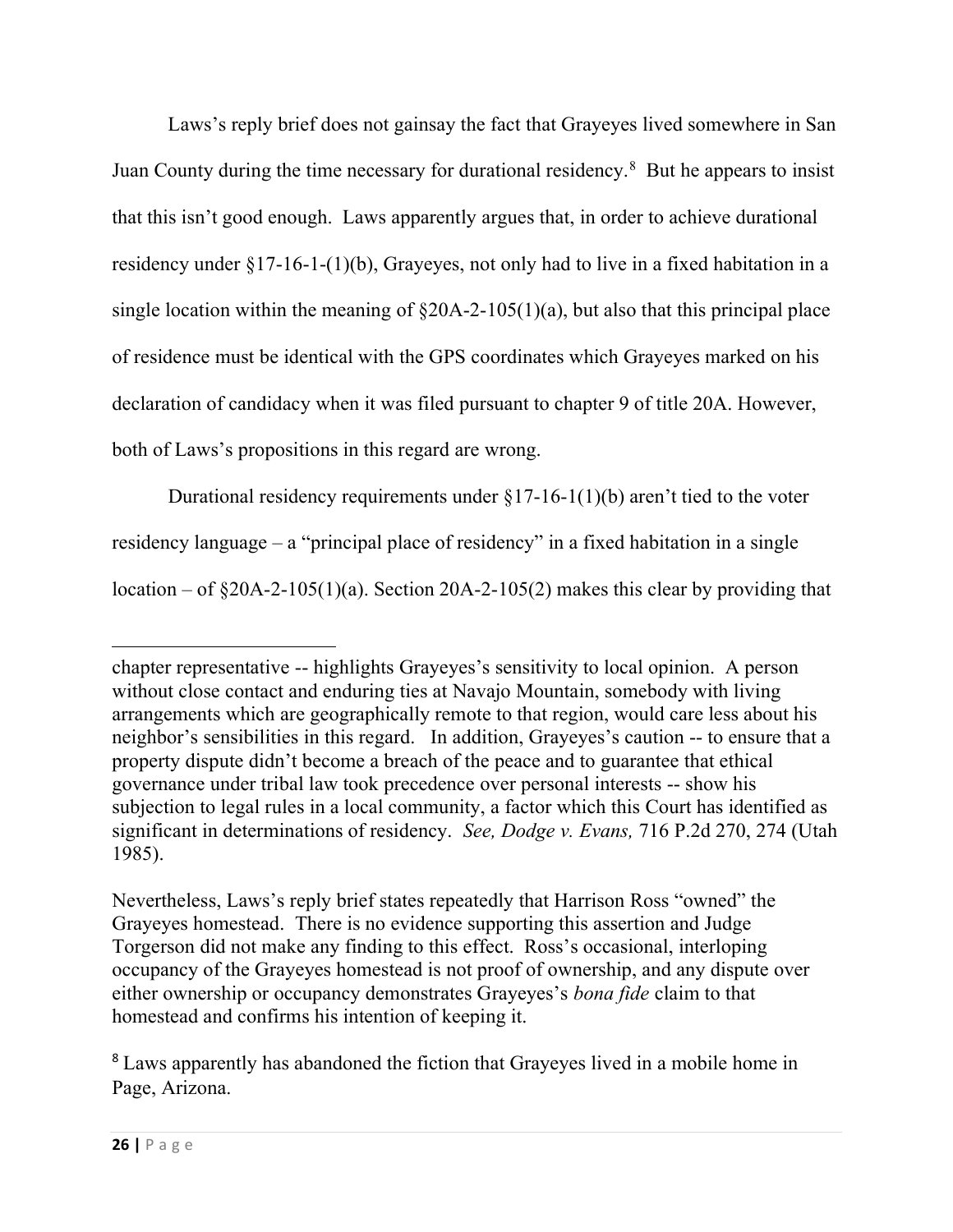Laws's reply brief does not gainsay the fact that Grayeyes lived somewhere in San Juan County during the time necessary for durational residency.[8] But he appears to insist that this isn't good enough. Laws apparently argues that, in order to achieve durational residency under §17-16-1-(1)(b), Grayeyes, not only had to live in a fixed habitation in a single location within the meaning of §20A-2-105(1)(a), but also that this principal place of residence must be identical with the GPS coordinates which Grayeyes marked on his declaration of candidacy when it was filed pursuant to chapter 9 of title 20A. However, both of Laws's propositions in this regard are wrong.

Durational residency requirements under §17-16-1(1)(b) aren't tied to the voter residency language – a "principal place of residency" in a fixed habitation in a single location – of §20A-2-105(1)(a). Section 20A-2-105(2) makes this clear by providing that

---

chapter representative -- highlights Grayeyes's sensitivity to local opinion. A person without close contact and enduring ties at Navajo Mountain, somebody with living arrangements which are geographically remote to that region, would care less about his neighbor's sensibilities in this regard. In addition, Grayeyes's caution -- to ensure that a property dispute didn't become a breach of the peace and to guarantee that ethical governance under tribal law took precedence over personal interests -- show his subjection to legal rules in a local community, a factor which this Court has identified as significant in determinations of residency. *See, Dodge v. Evans,* 716 P.2d 270, 274 (Utah 1985).

Nevertheless, Laws's reply brief states repeatedly that Harrison Ross "owned" the Grayeyes homestead. There is no evidence supporting this assertion and Judge Torgerson did not make any finding to this effect. Ross's occasional, interloping occupancy of the Grayeyes homestead is not proof of ownership, and any dispute over either ownership or occupancy demonstrates Grayeyes's *bona fide* claim to that homestead and confirms his intention of keeping it.

[8] Laws apparently has abandoned the fiction that Grayeyes lived in a mobile home in Page, Arizona.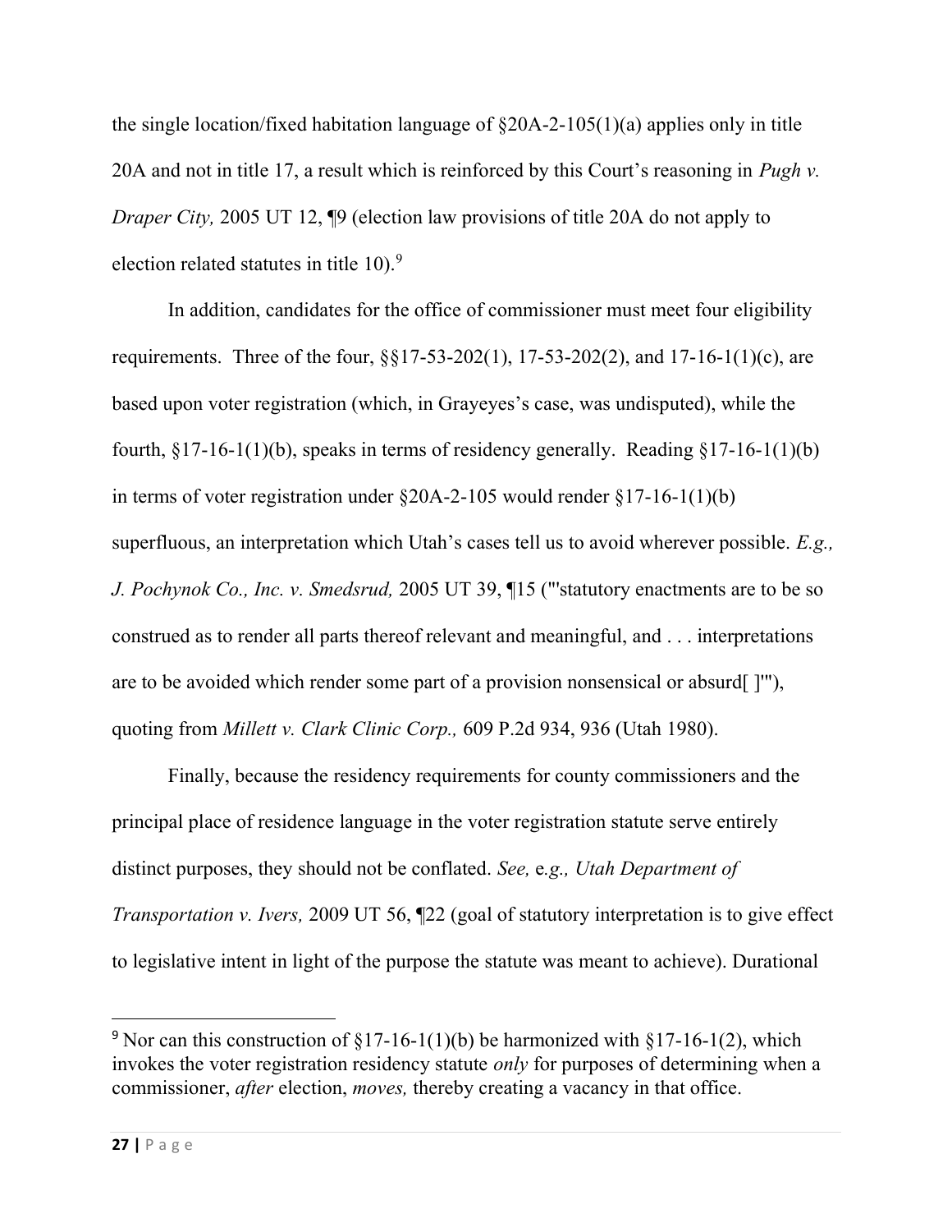the single location/fixed habitation language of §20A-2-105(1)(a) applies only in title 20A and not in title 17, a result which is reinforced by this Court's reasoning in *Pugh v. Draper City,* 2005 UT 12, ¶9 (election law provisions of title 20A do not apply to election related statutes in title 10).[9]

In addition, candidates for the office of commissioner must meet four eligibility requirements. Three of the four, §§17-53-202(1), 17-53-202(2), and 17-16-1(1)(c), are based upon voter registration (which, in Grayeyes's case, was undisputed), while the fourth, §17-16-1(1)(b), speaks in terms of residency generally. Reading §17-16-1(1)(b) in terms of voter registration under §20A-2-105 would render §17-16-1(1)(b) superfluous, an interpretation which Utah's cases tell us to avoid wherever possible. *E.g., J. Pochynok Co., Inc. v. Smedsrud,* 2005 UT 39, ¶15 ("'statutory enactments are to be so construed as to render all parts thereof relevant and meaningful, and . . . interpretations are to be avoided which render some part of a provision nonsensical or absurd[ ]'"), quoting from *Millett v. Clark Clinic Corp.,* 609 P.2d 934, 936 (Utah 1980).

Finally, because the residency requirements for county commissioners and the principal place of residence language in the voter registration statute serve entirely distinct purposes, they should not be conflated. *See,* e*.g., Utah Department of Transportation v. Ivers,* 2009 UT 56, ¶22 (goal of statutory interpretation is to give effect to legislative intent in light of the purpose the statute was meant to achieve). Durational

---

[9] Nor can this construction of §17-16-1(1)(b) be harmonized with §17-16-1(2), which invokes the voter registration residency statute *only* for purposes of determining when a commissioner, *after* election, *moves,* thereby creating a vacancy in that office.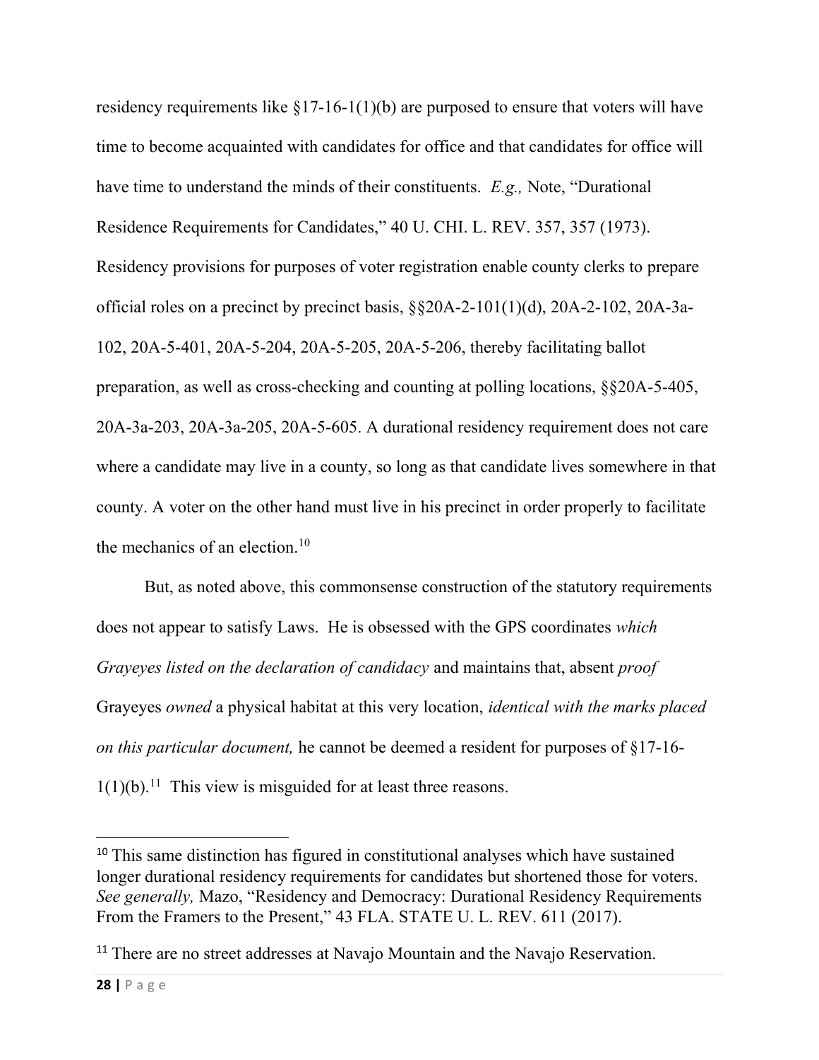residency requirements like §17-16-1(1)(b) are purposed to ensure that voters will have time to become acquainted with candidates for office and that candidates for office will have time to understand the minds of their constituents. *E.g.,* Note, "Durational Residence Requirements for Candidates," 40 U. CHI. L. REV. 357, 357 (1973). Residency provisions for purposes of voter registration enable county clerks to prepare official roles on a precinct by precinct basis, §§20A-2-101(1)(d), 20A-2-102, 20A-3a-102, 20A-5-401, 20A-5-204, 20A-5-205, 20A-5-206, thereby facilitating ballot preparation, as well as cross-checking and counting at polling locations, §§20A-5-405, 20A-3a-203, 20A-3a-205, 20A-5-605. A durational residency requirement does not care where a candidate may live in a county, so long as that candidate lives somewhere in that county. A voter on the other hand must live in his precinct in order properly to facilitate the mechanics of an election.[10]

But, as noted above, this commonsense construction of the statutory requirements does not appear to satisfy Laws. He is obsessed with the GPS coordinates *which Grayeyes listed on the declaration of candidacy* and maintains that, absent *proof* Grayeyes *owned* a physical habitat at this very location, *identical with the marks placed on this particular document,* he cannot be deemed a resident for purposes of §17-16-1(1)(b).[11] This view is misguided for at least three reasons.

---

[10] This same distinction has figured in constitutional analyses which have sustained longer durational residency requirements for candidates but shortened those for voters. *See generally,* Mazo, "Residency and Democracy: Durational Residency Requirements From the Framers to the Present," 43 FLA. STATE U. L. REV. 611 (2017).

[11] There are no street addresses at Navajo Mountain and the Navajo Reservation.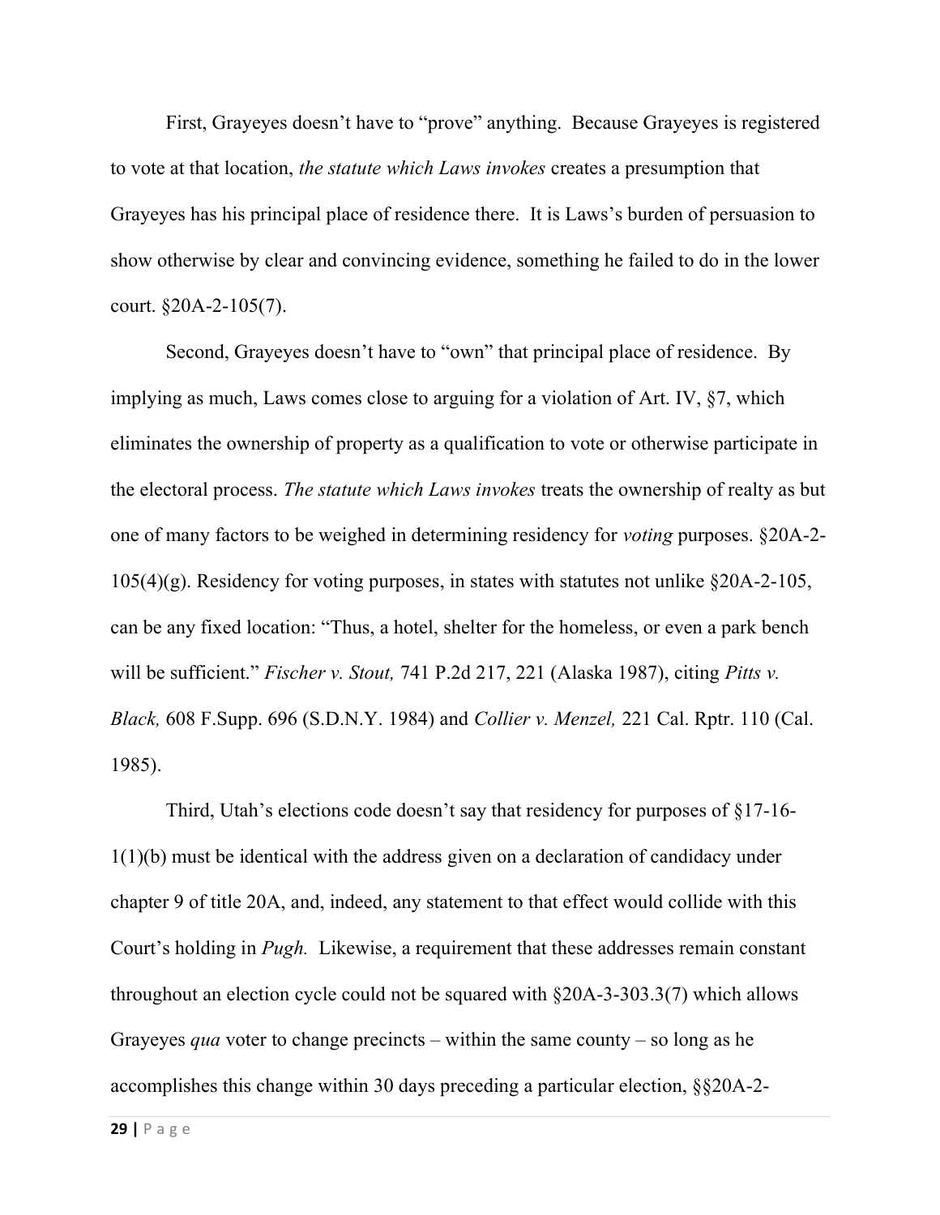First, Grayeyes doesn't have to "prove" anything. Because Grayeyes is registered to vote at that location, *the statute which Laws invokes* creates a presumption that Grayeyes has his principal place of residence there. It is Laws's burden of persuasion to show otherwise by clear and convincing evidence, something he failed to do in the lower court. §20A-2-105(7).

Second, Grayeyes doesn't have to "own" that principal place of residence. By implying as much, Laws comes close to arguing for a violation of Art. IV, §7, which eliminates the ownership of property as a qualification to vote or otherwise participate in the electoral process. *The statute which Laws invokes* treats the ownership of realty as but one of many factors to be weighed in determining residency for *voting* purposes. §20A-2-105(4)(g). Residency for voting purposes, in states with statutes not unlike §20A-2-105, can be any fixed location: "Thus, a hotel, shelter for the homeless, or even a park bench will be sufficient." *Fischer v. Stout,* 741 P.2d 217, 221 (Alaska 1987), citing *Pitts v. Black,* 608 F.Supp. 696 (S.D.N.Y. 1984) and *Collier v. Menzel,* 221 Cal. Rptr. 110 (Cal. 1985).

Third, Utah's elections code doesn't say that residency for purposes of §17-16-1(1)(b) must be identical with the address given on a declaration of candidacy under chapter 9 of title 20A, and, indeed, any statement to that effect would collide with this Court's holding in *Pugh.* Likewise, a requirement that these addresses remain constant throughout an election cycle could not be squared with §20A-3-303.3(7) which allows Grayeyes *qua* voter to change precincts – within the same county – so long as he accomplishes this change within 30 days preceding a particular election, §§20A-2-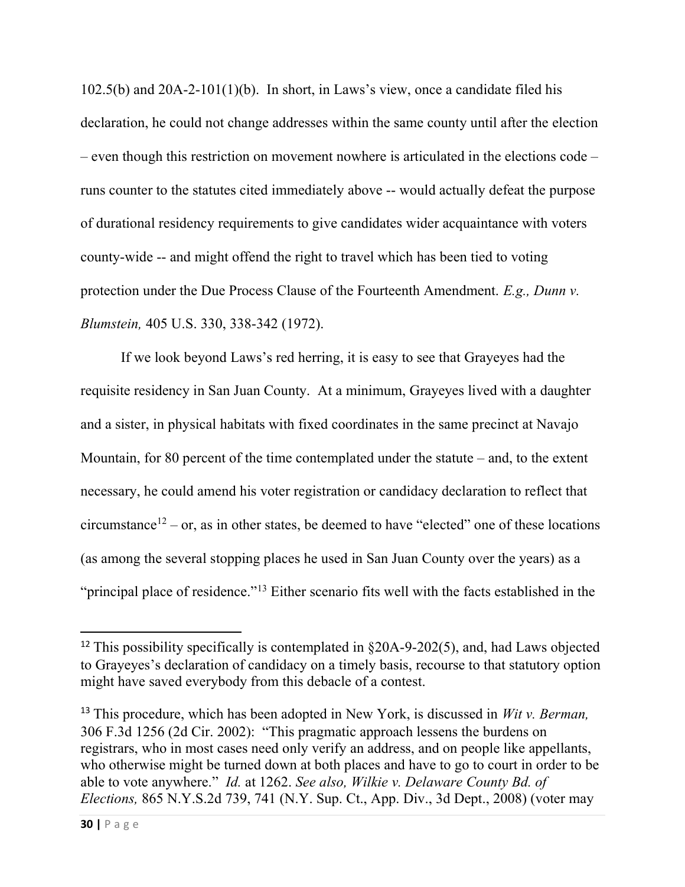102.5(b) and 20A-2-101(1)(b). In short, in Laws's view, once a candidate filed his declaration, he could not change addresses within the same county until after the election – even though this restriction on movement nowhere is articulated in the elections code – runs counter to the statutes cited immediately above -- would actually defeat the purpose of durational residency requirements to give candidates wider acquaintance with voters county-wide -- and might offend the right to travel which has been tied to voting protection under the Due Process Clause of the Fourteenth Amendment. *E.g., Dunn v. Blumstein,* 405 U.S. 330, 338-342 (1972).

If we look beyond Laws's red herring, it is easy to see that Grayeyes had the requisite residency in San Juan County. At a minimum, Grayeyes lived with a daughter and a sister, in physical habitats with fixed coordinates in the same precinct at Navajo Mountain, for 80 percent of the time contemplated under the statute – and, to the extent necessary, he could amend his voter registration or candidacy declaration to reflect that circumstance[12] – or, as in other states, be deemed to have "elected" one of these locations (as among the several stopping places he used in San Juan County over the years) as a "principal place of residence."[13] Either scenario fits well with the facts established in the

[12] This possibility specifically is contemplated in §20A-9-202(5), and, had Laws objected to Grayeyes's declaration of candidacy on a timely basis, recourse to that statutory option might have saved everybody from this debacle of a contest.

[13] This procedure, which has been adopted in New York, is discussed in *Wit v. Berman,* 306 F.3d 1256 (2d Cir. 2002): "This pragmatic approach lessens the burdens on registrars, who in most cases need only verify an address, and on people like appellants, who otherwise might be turned down at both places and have to go to court in order to be able to vote anywhere." *Id.* at 1262. *See also, Wilkie v. Delaware County Bd. of Elections,* 865 N.Y.S.2d 739, 741 (N.Y. Sup. Ct., App. Div., 3d Dept., 2008) (voter may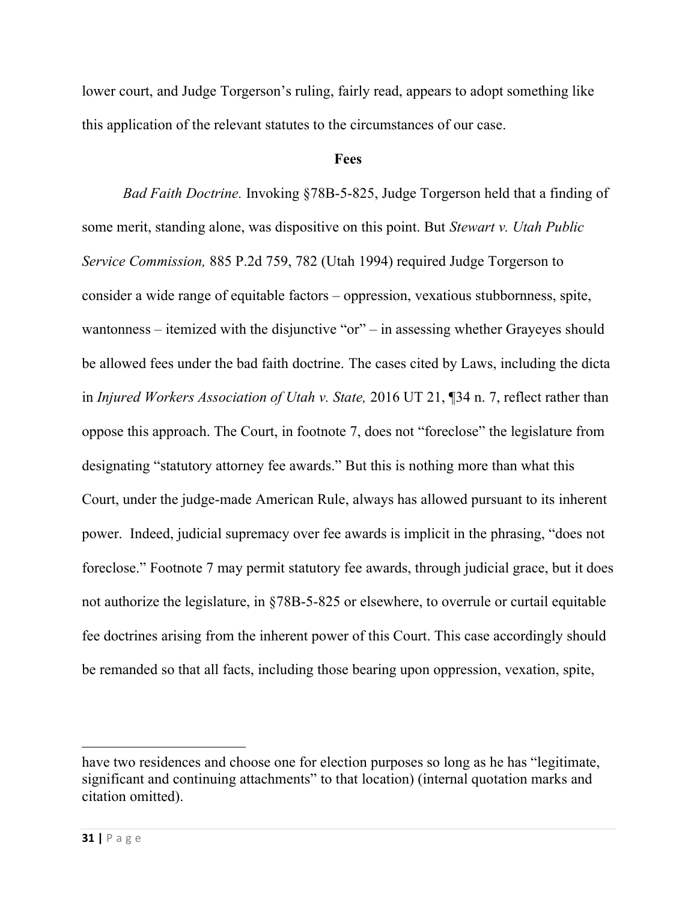lower court, and Judge Torgerson's ruling, fairly read, appears to adopt something like this application of the relevant statutes to the circumstances of our case.

**Fees**

*Bad Faith Doctrine.* Invoking §78B-5-825, Judge Torgerson held that a finding of some merit, standing alone, was dispositive on this point. But *Stewart v. Utah Public Service Commission,* 885 P.2d 759, 782 (Utah 1994) required Judge Torgerson to consider a wide range of equitable factors – oppression, vexatious stubbornness, spite, wantonness – itemized with the disjunctive "or" – in assessing whether Grayeyes should be allowed fees under the bad faith doctrine. The cases cited by Laws, including the dicta in *Injured Workers Association of Utah v. State,* 2016 UT 21, ¶34 n. 7, reflect rather than oppose this approach. The Court, in footnote 7, does not "foreclose" the legislature from designating "statutory attorney fee awards." But this is nothing more than what this Court, under the judge-made American Rule, always has allowed pursuant to its inherent power. Indeed, judicial supremacy over fee awards is implicit in the phrasing, "does not foreclose." Footnote 7 may permit statutory fee awards, through judicial grace, but it does not authorize the legislature, in §78B-5-825 or elsewhere, to overrule or curtail equitable fee doctrines arising from the inherent power of this Court. This case accordingly should be remanded so that all facts, including those bearing upon oppression, vexation, spite,

---

have two residences and choose one for election purposes so long as he has "legitimate, significant and continuing attachments" to that location) (internal quotation marks and citation omitted).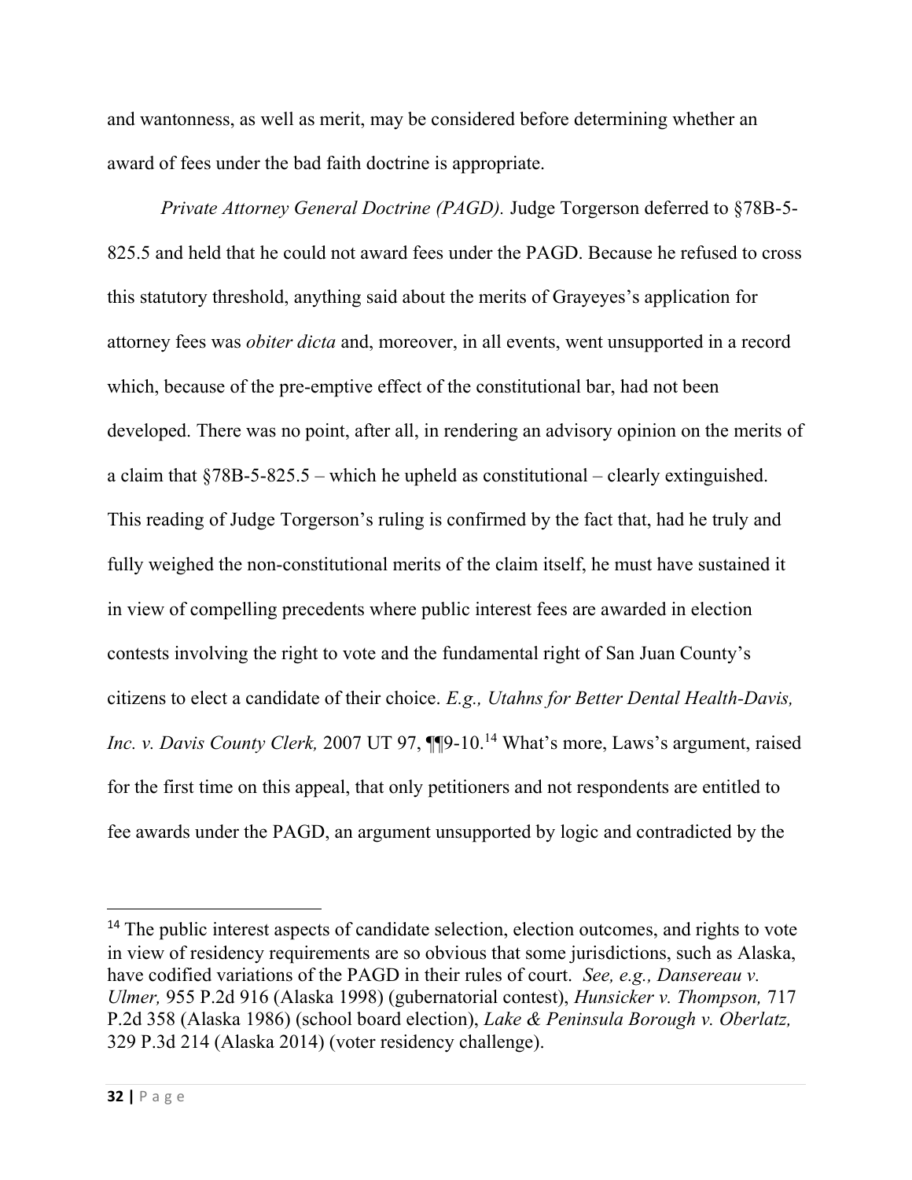and wantonness, as well as merit, may be considered before determining whether an award of fees under the bad faith doctrine is appropriate.

*Private Attorney General Doctrine (PAGD).* Judge Torgerson deferred to §78B-5-825.5 and held that he could not award fees under the PAGD. Because he refused to cross this statutory threshold, anything said about the merits of Grayeyes's application for attorney fees was *obiter dicta* and, moreover, in all events, went unsupported in a record which, because of the pre-emptive effect of the constitutional bar, had not been developed. There was no point, after all, in rendering an advisory opinion on the merits of a claim that §78B-5-825.5 – which he upheld as constitutional – clearly extinguished. This reading of Judge Torgerson's ruling is confirmed by the fact that, had he truly and fully weighed the non-constitutional merits of the claim itself, he must have sustained it in view of compelling precedents where public interest fees are awarded in election contests involving the right to vote and the fundamental right of San Juan County's citizens to elect a candidate of their choice. *E.g., Utahns for Better Dental Health-Davis, Inc. v. Davis County Clerk,* 2007 UT 97, ¶¶9-10.[14] What's more, Laws's argument, raised for the first time on this appeal, that only petitioners and not respondents are entitled to fee awards under the PAGD, an argument unsupported by logic and contradicted by the

[14] The public interest aspects of candidate selection, election outcomes, and rights to vote in view of residency requirements are so obvious that some jurisdictions, such as Alaska, have codified variations of the PAGD in their rules of court. *See, e.g., Dansereau v. Ulmer,* 955 P.2d 916 (Alaska 1998) (gubernatorial contest), *Hunsicker v. Thompson,* 717 P.2d 358 (Alaska 1986) (school board election), *Lake & Peninsula Borough v. Oberlatz,* 329 P.3d 214 (Alaska 2014) (voter residency challenge).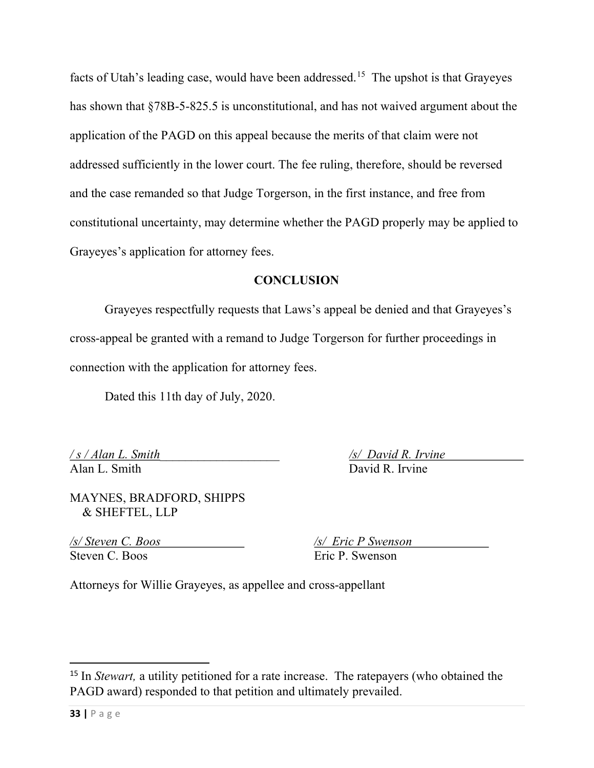facts of Utah's leading case, would have been addressed.[15] The upshot is that Grayeyes has shown that §78B-5-825.5 is unconstitutional, and has not waived argument about the application of the PAGD on this appeal because the merits of that claim were not addressed sufficiently in the lower court. The fee ruling, therefore, should be reversed and the case remanded so that Judge Torgerson, in the first instance, and free from constitutional uncertainty, may determine whether the PAGD properly may be applied to Grayeyes's application for attorney fees.

## CONCLUSION

Grayeyes respectfully requests that Laws's appeal be denied and that Grayeyes's cross-appeal be granted with a remand to Judge Torgerson for further proceedings in connection with the application for attorney fees.

Dated this 11th day of July, 2020.

*/ s / Alan L. Smith*
Alan L. Smith

*/s/ David R. Irvine*
David R. Irvine

MAYNES, BRADFORD, SHIPPS & SHEFTEL, LLP

*/s/ Steven C. Boos*
Steven C. Boos

*/s/ Eric P Swenson*
Eric P. Swenson

Attorneys for Willie Grayeyes, as appellee and cross-appellant

---

[15] In *Stewart,* a utility petitioned for a rate increase. The ratepayers (who obtained the PAGD award) responded to that petition and ultimately prevailed.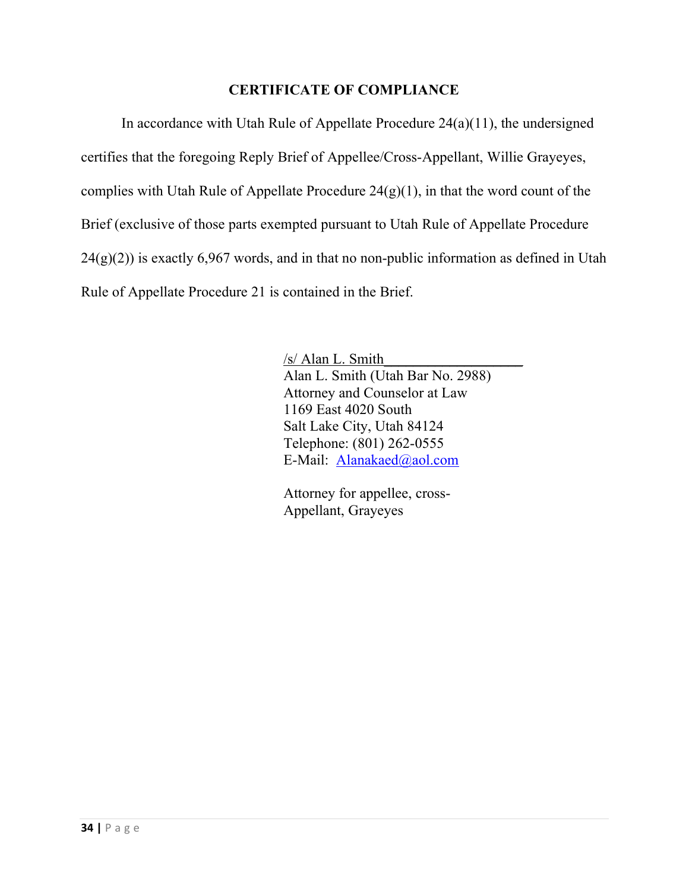## CERTIFICATE OF COMPLIANCE

In accordance with Utah Rule of Appellate Procedure 24(a)(11), the undersigned certifies that the foregoing Reply Brief of Appellee/Cross-Appellant, Willie Grayeyes, complies with Utah Rule of Appellate Procedure 24(g)(1), in that the word count of the Brief (exclusive of those parts exempted pursuant to Utah Rule of Appellate Procedure 24(g)(2)) is exactly 6,967 words, and in that no non-public information as defined in Utah Rule of Appellate Procedure 21 is contained in the Brief.

/s/ Alan L. Smith  
Alan L. Smith (Utah Bar No. 2988)  
Attorney and Counselor at Law  
1169 East 4020 South  
Salt Lake City, Utah 84124  
Telephone: (801) 262-0555  
E-Mail: Alanakaed@aol.com

Attorney for appellee, cross-Appellant, Grayeyes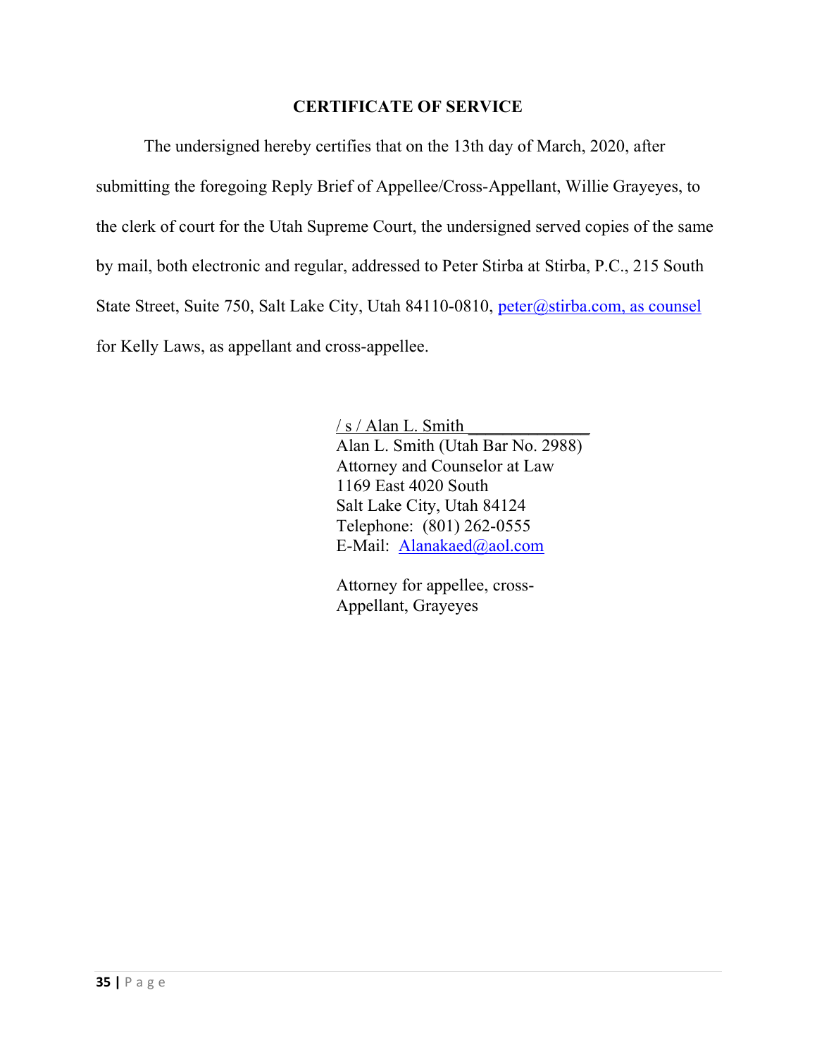## CERTIFICATE OF SERVICE

The undersigned hereby certifies that on the 13th day of March, 2020, after submitting the foregoing Reply Brief of Appellee/Cross-Appellant, Willie Grayeyes, to the clerk of court for the Utah Supreme Court, the undersigned served copies of the same by mail, both electronic and regular, addressed to Peter Stirba at Stirba, P.C., 215 South State Street, Suite 750, Salt Lake City, Utah 84110-0810, peter@stirba.com, as counsel for Kelly Laws, as appellant and cross-appellee.

/ s / Alan L. Smith
Alan L. Smith (Utah Bar No. 2988)
Attorney and Counselor at Law
1169 East 4020 South
Salt Lake City, Utah 84124
Telephone: (801) 262-0555
E-Mail: Alanakaed@aol.com

Attorney for appellee, cross-Appellant, Grayeyes